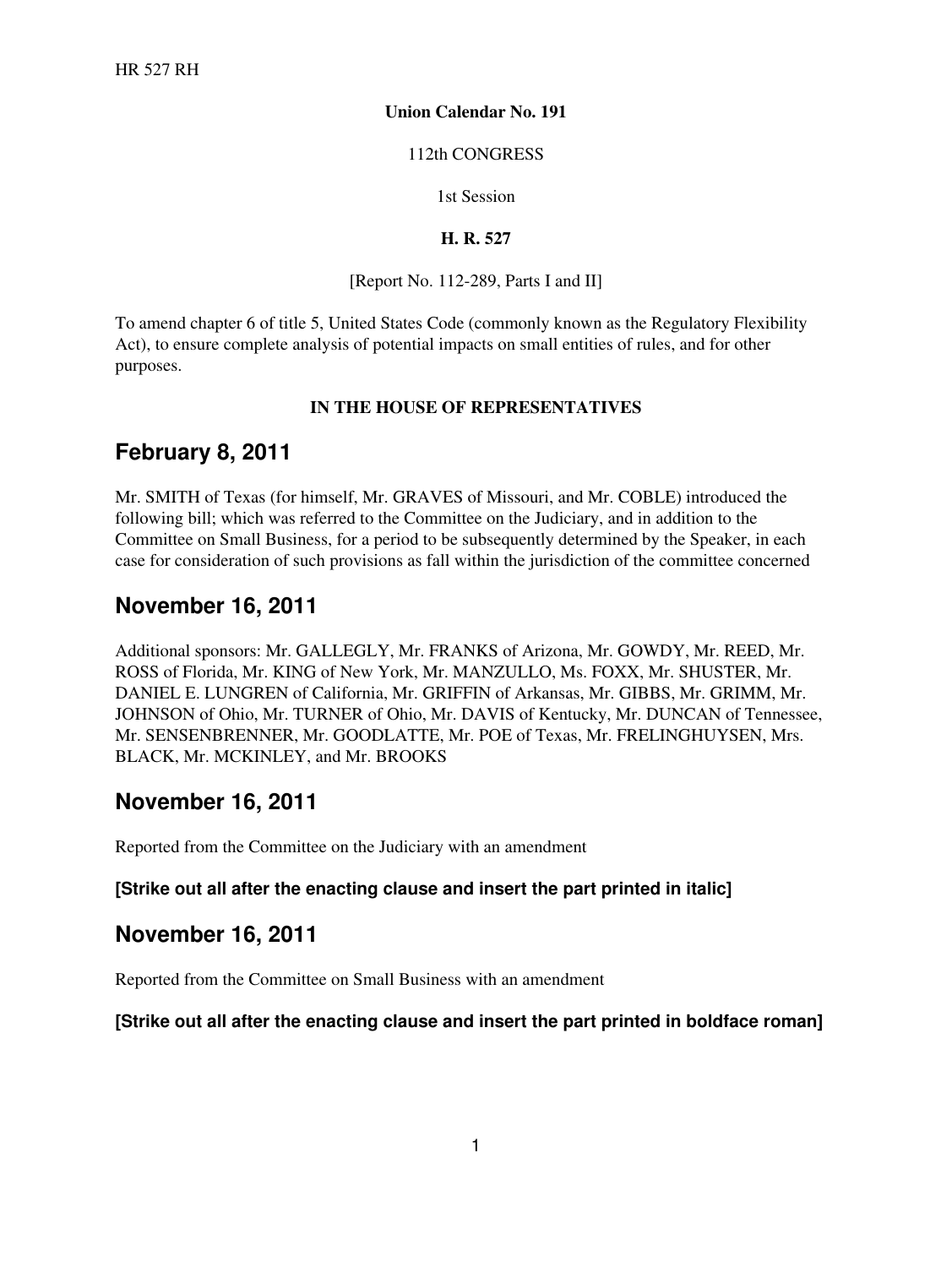HR 527 RH

**Union Calendar No. 191**

112th CONGRESS

1st Session

**H. R. 527**

[Report No. 112-289, Parts I and II]

To amend chapter 6 of title 5, United States Code (commonly known as the Regulatory Flexibility Act), to ensure complete analysis of potential impacts on small entities of rules, and for other purposes.

**IN THE HOUSE OF REPRESENTATIVES**

## February 8, 2011

Mr. SMITH of Texas (for himself, Mr. GRAVES of Missouri, and Mr. COBLE) introduced the following bill; which was referred to the Committee on the Judiciary, and in addition to the Committee on Small Business, for a period to be subsequently determined by the Speaker, in each case for consideration of such provisions as fall within the jurisdiction of the committee concerned

## November 16, 2011

Additional sponsors: Mr. GALLEGLY, Mr. FRANKS of Arizona, Mr. GOWDY, Mr. REED, Mr. ROSS of Florida, Mr. KING of New York, Mr. MANZULLO, Ms. FOXX, Mr. SHUSTER, Mr. DANIEL E. LUNGREN of California, Mr. GRIFFIN of Arkansas, Mr. GIBBS, Mr. GRIMM, Mr. JOHNSON of Ohio, Mr. TURNER of Ohio, Mr. DAVIS of Kentucky, Mr. DUNCAN of Tennessee, Mr. SENSENBRENNER, Mr. GOODLATTE, Mr. POE of Texas, Mr. FRELINGHUYSEN, Mrs. BLACK, Mr. MCKINLEY, and Mr. BROOKS

## November 16, 2011

Reported from the Committee on the Judiciary with an amendment

**[Strike out all after the enacting clause and insert the part printed in italic]**

## November 16, 2011

Reported from the Committee on Small Business with an amendment

**[Strike out all after the enacting clause and insert the part printed in boldface roman]**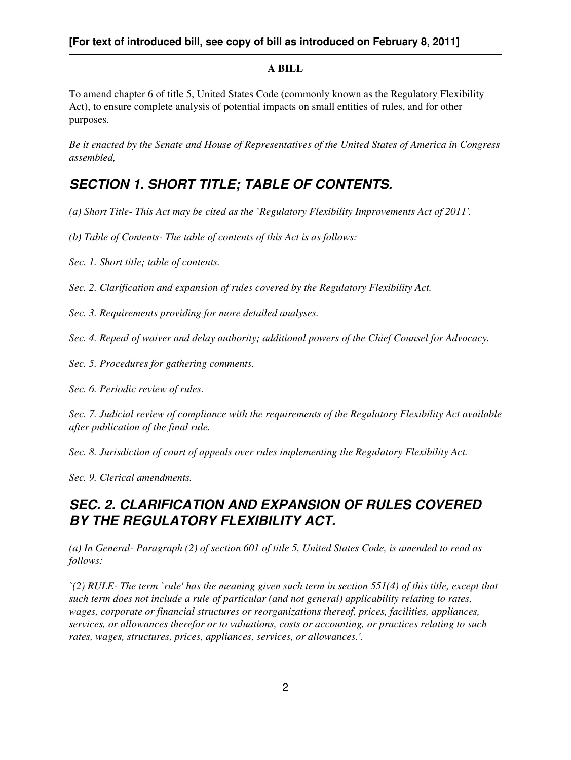**[For text of introduced bill, see copy of bill as introduced on February 8, 2011]**

**A BILL**

To amend chapter 6 of title 5, United States Code (commonly known as the Regulatory Flexibility Act), to ensure complete analysis of potential impacts on small entities of rules, and for other purposes.

*Be it enacted by the Senate and House of Representatives of the United States of America in Congress assembled,*

## *SECTION 1. SHORT TITLE; TABLE OF CONTENTS.*

*(a) Short Title- This Act may be cited as the `Regulatory Flexibility Improvements Act of 2011'.*

*(b) Table of Contents- The table of contents of this Act is as follows:*

*Sec. 1. Short title; table of contents.*

*Sec. 2. Clarification and expansion of rules covered by the Regulatory Flexibility Act.*

*Sec. 3. Requirements providing for more detailed analyses.*

*Sec. 4. Repeal of waiver and delay authority; additional powers of the Chief Counsel for Advocacy.*

*Sec. 5. Procedures for gathering comments.*

*Sec. 6. Periodic review of rules.*

*Sec. 7. Judicial review of compliance with the requirements of the Regulatory Flexibility Act available after publication of the final rule.*

*Sec. 8. Jurisdiction of court of appeals over rules implementing the Regulatory Flexibility Act.*

*Sec. 9. Clerical amendments.*

## *SEC. 2. CLARIFICATION AND EXPANSION OF RULES COVERED BY THE REGULATORY FLEXIBILITY ACT.*

*(a) In General- Paragraph (2) of section 601 of title 5, United States Code, is amended to read as follows:*

*`(2) RULE- The term `rule' has the meaning given such term in section 551(4) of this title, except that such term does not include a rule of particular (and not general) applicability relating to rates, wages, corporate or financial structures or reorganizations thereof, prices, facilities, appliances, services, or allowances therefor or to valuations, costs or accounting, or practices relating to such rates, wages, structures, prices, appliances, services, or allowances.'.*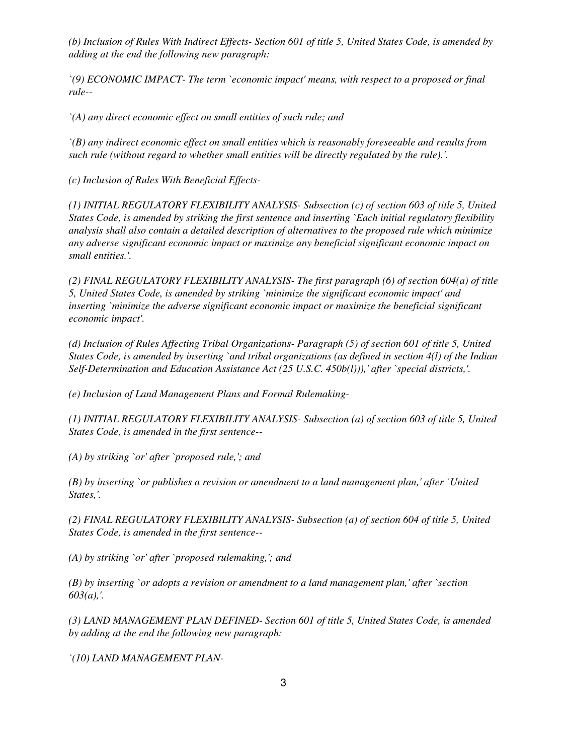*(b) Inclusion of Rules With Indirect Effects- Section 601 of title 5, United States Code, is amended by adding at the end the following new paragraph:*

*`(9) ECONOMIC IMPACT- The term `economic impact' means, with respect to a proposed or final rule--*

*`(A) any direct economic effect on small entities of such rule; and*

*`(B) any indirect economic effect on small entities which is reasonably foreseeable and results from such rule (without regard to whether small entities will be directly regulated by the rule).'.*

*(c) Inclusion of Rules With Beneficial Effects-*

*(1) INITIAL REGULATORY FLEXIBILITY ANALYSIS- Subsection (c) of section 603 of title 5, United States Code, is amended by striking the first sentence and inserting `Each initial regulatory flexibility analysis shall also contain a detailed description of alternatives to the proposed rule which minimize any adverse significant economic impact or maximize any beneficial significant economic impact on small entities.'.*

*(2) FINAL REGULATORY FLEXIBILITY ANALYSIS- The first paragraph (6) of section 604(a) of title 5, United States Code, is amended by striking `minimize the significant economic impact' and inserting `minimize the adverse significant economic impact or maximize the beneficial significant economic impact'.*

*(d) Inclusion of Rules Affecting Tribal Organizations- Paragraph (5) of section 601 of title 5, United States Code, is amended by inserting `and tribal organizations (as defined in section 4(l) of the Indian Self-Determination and Education Assistance Act (25 U.S.C. 450b(l))),' after `special districts,'.*

*(e) Inclusion of Land Management Plans and Formal Rulemaking-*

*(1) INITIAL REGULATORY FLEXIBILITY ANALYSIS- Subsection (a) of section 603 of title 5, United States Code, is amended in the first sentence--*

*(A) by striking `or' after `proposed rule,'; and*

*(B) by inserting `or publishes a revision or amendment to a land management plan,' after `United States,'.*

*(2) FINAL REGULATORY FLEXIBILITY ANALYSIS- Subsection (a) of section 604 of title 5, United States Code, is amended in the first sentence--*

*(A) by striking `or' after `proposed rulemaking,'; and*

*(B) by inserting `or adopts a revision or amendment to a land management plan,' after `section 603(a),'.*

*(3) LAND MANAGEMENT PLAN DEFINED- Section 601 of title 5, United States Code, is amended by adding at the end the following new paragraph:*

*`(10) LAND MANAGEMENT PLAN-*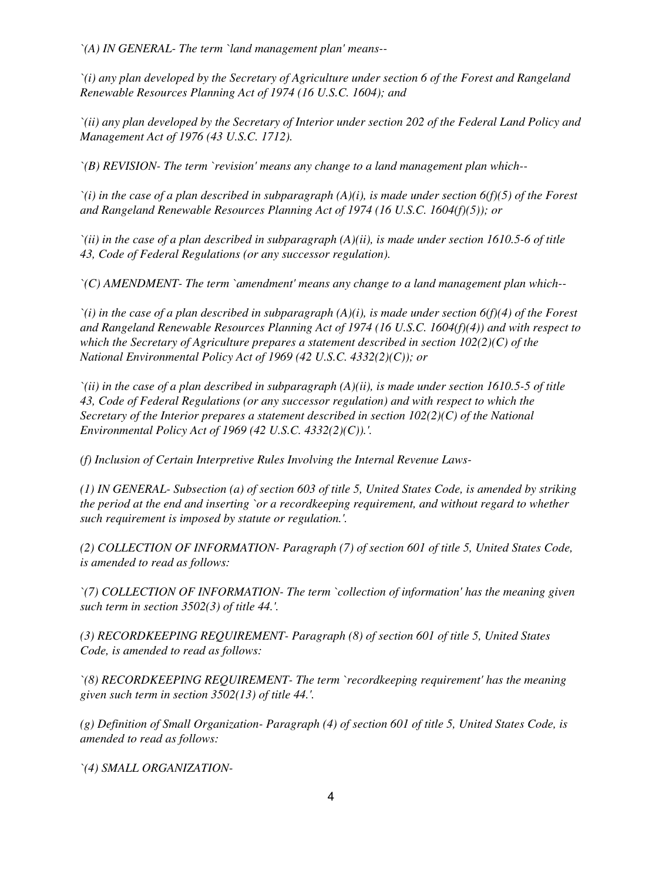*`(A) IN GENERAL- The term `land management plan' means--*

*`(i) any plan developed by the Secretary of Agriculture under section 6 of the Forest and Rangeland Renewable Resources Planning Act of 1974 (16 U.S.C. 1604); and*

*`(ii) any plan developed by the Secretary of Interior under section 202 of the Federal Land Policy and Management Act of 1976 (43 U.S.C. 1712).*

*`(B) REVISION- The term `revision' means any change to a land management plan which--*

*`(i) in the case of a plan described in subparagraph (A)(i), is made under section 6(f)(5) of the Forest and Rangeland Renewable Resources Planning Act of 1974 (16 U.S.C. 1604(f)(5)); or*

*`(ii) in the case of a plan described in subparagraph (A)(ii), is made under section 1610.5-6 of title 43, Code of Federal Regulations (or any successor regulation).*

*`(C) AMENDMENT- The term `amendment' means any change to a land management plan which--*

*`(i) in the case of a plan described in subparagraph (A)(i), is made under section 6(f)(4) of the Forest and Rangeland Renewable Resources Planning Act of 1974 (16 U.S.C. 1604(f)(4)) and with respect to which the Secretary of Agriculture prepares a statement described in section 102(2)(C) of the National Environmental Policy Act of 1969 (42 U.S.C. 4332(2)(C)); or*

*`(ii) in the case of a plan described in subparagraph (A)(ii), is made under section 1610.5-5 of title 43, Code of Federal Regulations (or any successor regulation) and with respect to which the Secretary of the Interior prepares a statement described in section 102(2)(C) of the National Environmental Policy Act of 1969 (42 U.S.C. 4332(2)(C)).'.*

*(f) Inclusion of Certain Interpretive Rules Involving the Internal Revenue Laws-*

*(1) IN GENERAL- Subsection (a) of section 603 of title 5, United States Code, is amended by striking the period at the end and inserting `or a recordkeeping requirement, and without regard to whether such requirement is imposed by statute or regulation.'.*

*(2) COLLECTION OF INFORMATION- Paragraph (7) of section 601 of title 5, United States Code, is amended to read as follows:*

*`(7) COLLECTION OF INFORMATION- The term `collection of information' has the meaning given such term in section 3502(3) of title 44.'.*

*(3) RECORDKEEPING REQUIREMENT- Paragraph (8) of section 601 of title 5, United States Code, is amended to read as follows:*

*`(8) RECORDKEEPING REQUIREMENT- The term `recordkeeping requirement' has the meaning given such term in section 3502(13) of title 44.'.*

*(g) Definition of Small Organization- Paragraph (4) of section 601 of title 5, United States Code, is amended to read as follows:*

*`(4) SMALL ORGANIZATION-*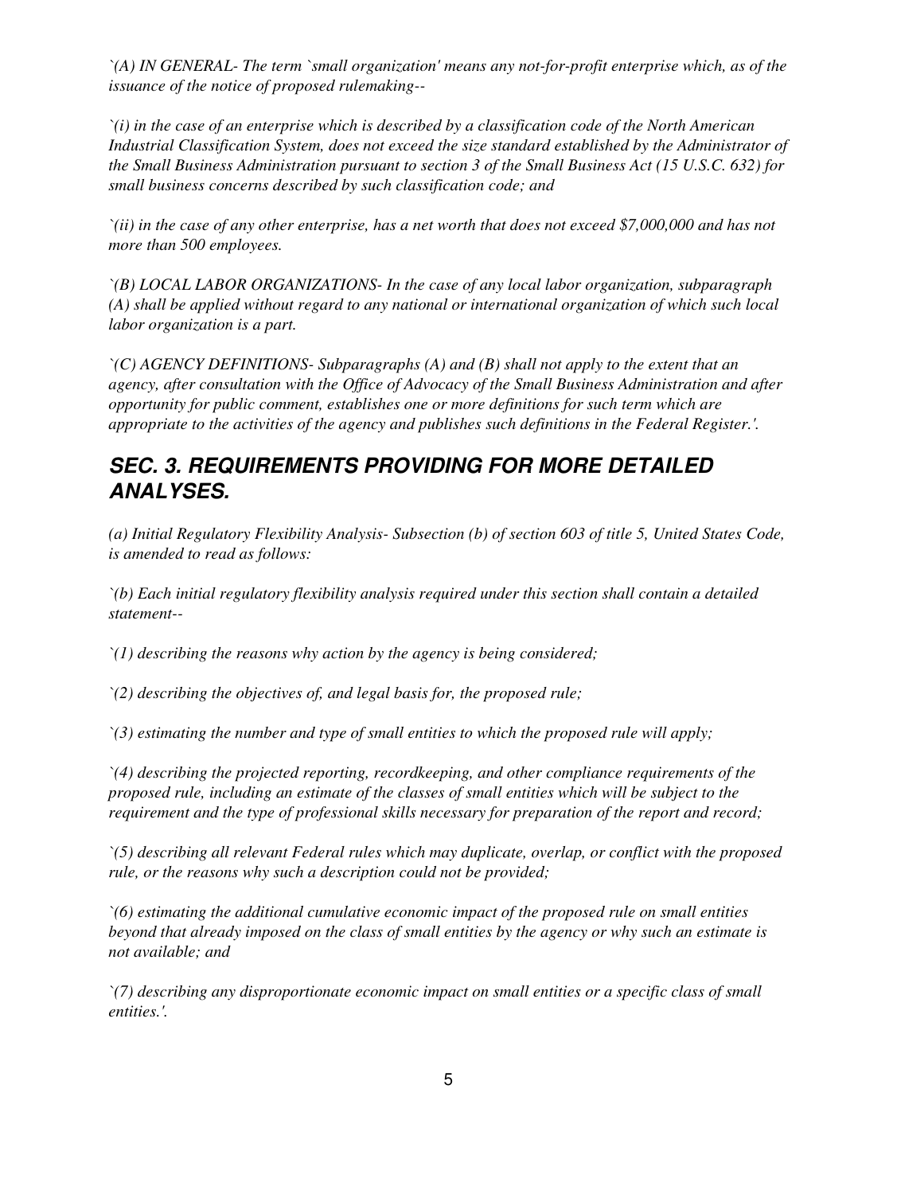*`(A) IN GENERAL- The term `small organization' means any not-for-profit enterprise which, as of the issuance of the notice of proposed rulemaking--*

*`(i) in the case of an enterprise which is described by a classification code of the North American Industrial Classification System, does not exceed the size standard established by the Administrator of the Small Business Administration pursuant to section 3 of the Small Business Act (15 U.S.C. 632) for small business concerns described by such classification code; and*

*`(ii) in the case of any other enterprise, has a net worth that does not exceed $7,000,000 and has not more than 500 employees.*

*`(B) LOCAL LABOR ORGANIZATIONS- In the case of any local labor organization, subparagraph (A) shall be applied without regard to any national or international organization of which such local labor organization is a part.*

*`(C) AGENCY DEFINITIONS- Subparagraphs (A) and (B) shall not apply to the extent that an agency, after consultation with the Office of Advocacy of the Small Business Administration and after opportunity for public comment, establishes one or more definitions for such term which are appropriate to the activities of the agency and publishes such definitions in the Federal Register.'.*

## SEC. 3. REQUIREMENTS PROVIDING FOR MORE DETAILED ANALYSES.

*(a) Initial Regulatory Flexibility Analysis- Subsection (b) of section 603 of title 5, United States Code, is amended to read as follows:*

*`(b) Each initial regulatory flexibility analysis required under this section shall contain a detailed statement--*

*`(1) describing the reasons why action by the agency is being considered;*

*`(2) describing the objectives of, and legal basis for, the proposed rule;*

*`(3) estimating the number and type of small entities to which the proposed rule will apply;*

*`(4) describing the projected reporting, recordkeeping, and other compliance requirements of the proposed rule, including an estimate of the classes of small entities which will be subject to the requirement and the type of professional skills necessary for preparation of the report and record;*

*`(5) describing all relevant Federal rules which may duplicate, overlap, or conflict with the proposed rule, or the reasons why such a description could not be provided;*

*`(6) estimating the additional cumulative economic impact of the proposed rule on small entities beyond that already imposed on the class of small entities by the agency or why such an estimate is not available; and*

*`(7) describing any disproportionate economic impact on small entities or a specific class of small entities.'.*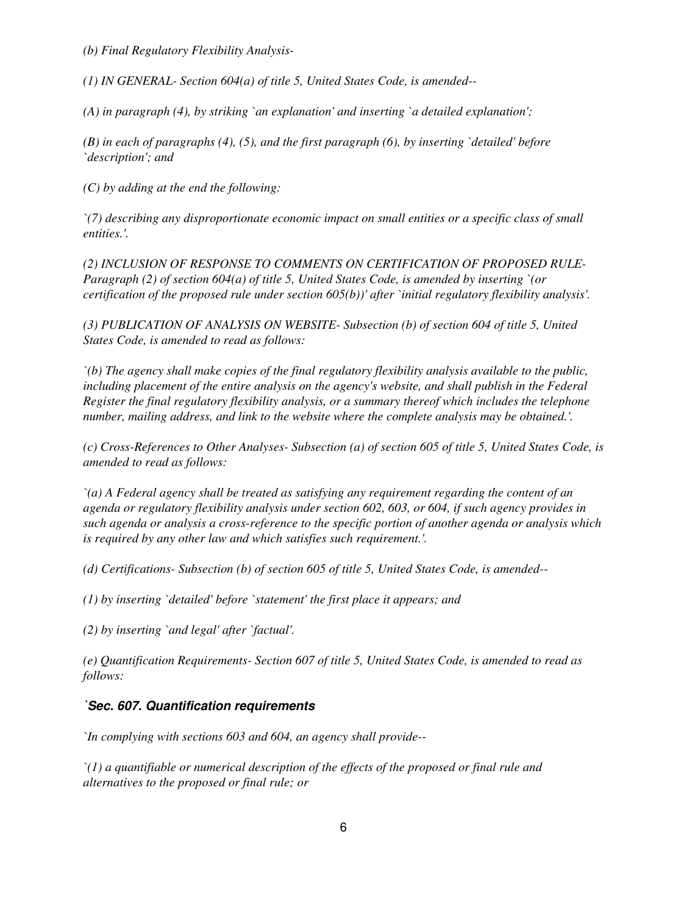*(b) Final Regulatory Flexibility Analysis-*

*(1) IN GENERAL- Section 604(a) of title 5, United States Code, is amended--*

*(A) in paragraph (4), by striking `an explanation' and inserting `a detailed explanation';*

*(B) in each of paragraphs (4), (5), and the first paragraph (6), by inserting `detailed' before `description'; and*

*(C) by adding at the end the following:*

*`(7) describing any disproportionate economic impact on small entities or a specific class of small entities.'.*

*(2) INCLUSION OF RESPONSE TO COMMENTS ON CERTIFICATION OF PROPOSED RULE- Paragraph (2) of section 604(a) of title 5, United States Code, is amended by inserting `(or certification of the proposed rule under section 605(b))' after `initial regulatory flexibility analysis'.*

*(3) PUBLICATION OF ANALYSIS ON WEBSITE- Subsection (b) of section 604 of title 5, United States Code, is amended to read as follows:*

*`(b) The agency shall make copies of the final regulatory flexibility analysis available to the public, including placement of the entire analysis on the agency's website, and shall publish in the Federal Register the final regulatory flexibility analysis, or a summary thereof which includes the telephone number, mailing address, and link to the website where the complete analysis may be obtained.'.*

*(c) Cross-References to Other Analyses- Subsection (a) of section 605 of title 5, United States Code, is amended to read as follows:*

*`(a) A Federal agency shall be treated as satisfying any requirement regarding the content of an agenda or regulatory flexibility analysis under section 602, 603, or 604, if such agency provides in such agenda or analysis a cross-reference to the specific portion of another agenda or analysis which is required by any other law and which satisfies such requirement.'.*

*(d) Certifications- Subsection (b) of section 605 of title 5, United States Code, is amended--*

*(1) by inserting `detailed' before `statement' the first place it appears; and*

*(2) by inserting `and legal' after `factual'.*

*(e) Quantification Requirements- Section 607 of title 5, United States Code, is amended to read as follows:*

***`Sec. 607. Quantification requirements***

*`In complying with sections 603 and 604, an agency shall provide--*

*`(1) a quantifiable or numerical description of the effects of the proposed or final rule and alternatives to the proposed or final rule; or*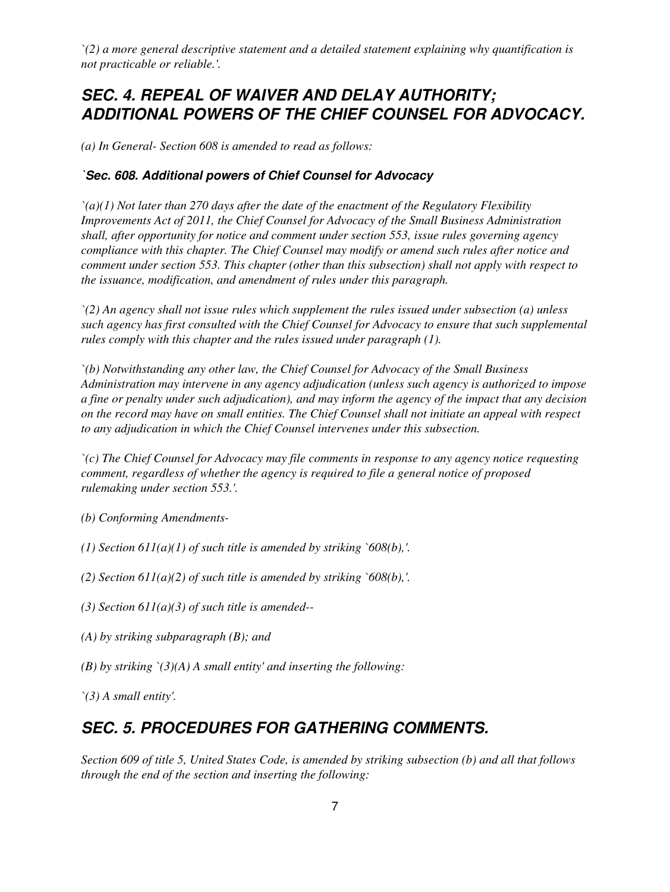*`(2) a more general descriptive statement and a detailed statement explaining why quantification is not practicable or reliable.'.*

## *SEC. 4. REPEAL OF WAIVER AND DELAY AUTHORITY; ADDITIONAL POWERS OF THE CHIEF COUNSEL FOR ADVOCACY.*

*(a) In General- Section 608 is amended to read as follows:*

#### *`Sec. 608. Additional powers of Chief Counsel for Advocacy*

*`(a)(1) Not later than 270 days after the date of the enactment of the Regulatory Flexibility Improvements Act of 2011, the Chief Counsel for Advocacy of the Small Business Administration shall, after opportunity for notice and comment under section 553, issue rules governing agency compliance with this chapter. The Chief Counsel may modify or amend such rules after notice and comment under section 553. This chapter (other than this subsection) shall not apply with respect to the issuance, modification, and amendment of rules under this paragraph.*

*`(2) An agency shall not issue rules which supplement the rules issued under subsection (a) unless such agency has first consulted with the Chief Counsel for Advocacy to ensure that such supplemental rules comply with this chapter and the rules issued under paragraph (1).*

*`(b) Notwithstanding any other law, the Chief Counsel for Advocacy of the Small Business Administration may intervene in any agency adjudication (unless such agency is authorized to impose a fine or penalty under such adjudication), and may inform the agency of the impact that any decision on the record may have on small entities. The Chief Counsel shall not initiate an appeal with respect to any adjudication in which the Chief Counsel intervenes under this subsection.*

*`(c) The Chief Counsel for Advocacy may file comments in response to any agency notice requesting comment, regardless of whether the agency is required to file a general notice of proposed rulemaking under section 553.'.*

*(b) Conforming Amendments-*

*(1) Section 611(a)(1) of such title is amended by striking `608(b),'.*

*(2) Section 611(a)(2) of such title is amended by striking `608(b),'.*

*(3) Section 611(a)(3) of such title is amended--*

*(A) by striking subparagraph (B); and*

*(B) by striking `(3)(A) A small entity' and inserting the following:*

*`(3) A small entity'.*

## *SEC. 5. PROCEDURES FOR GATHERING COMMENTS.*

*Section 609 of title 5, United States Code, is amended by striking subsection (b) and all that follows through the end of the section and inserting the following:*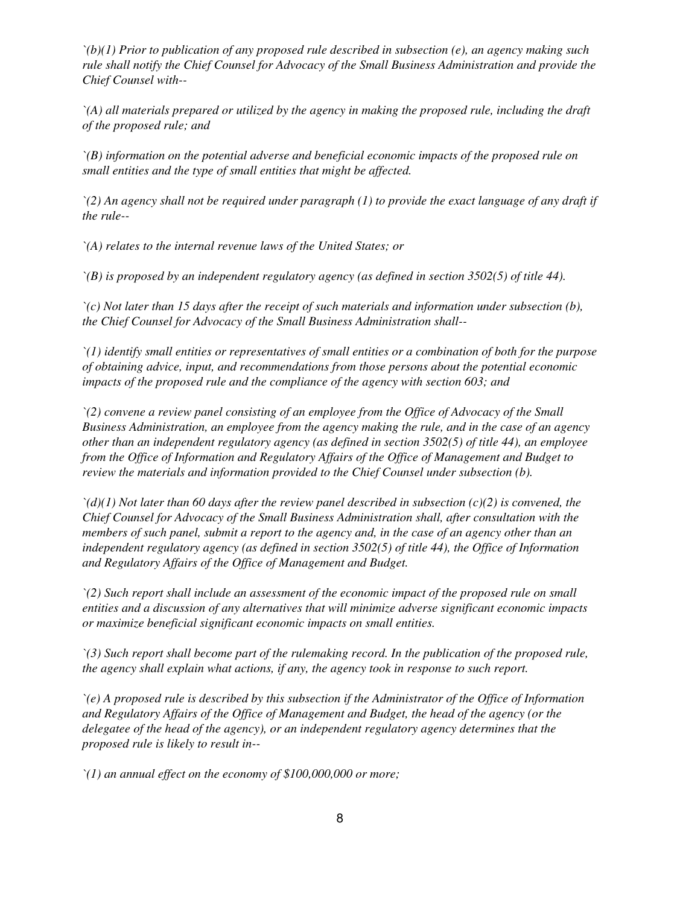*`(b)(1) Prior to publication of any proposed rule described in subsection (e), an agency making such rule shall notify the Chief Counsel for Advocacy of the Small Business Administration and provide the Chief Counsel with--*

*`(A) all materials prepared or utilized by the agency in making the proposed rule, including the draft of the proposed rule; and*

*`(B) information on the potential adverse and beneficial economic impacts of the proposed rule on small entities and the type of small entities that might be affected.*

*`(2) An agency shall not be required under paragraph (1) to provide the exact language of any draft if the rule--*

*`(A) relates to the internal revenue laws of the United States; or*

*`(B) is proposed by an independent regulatory agency (as defined in section 3502(5) of title 44).*

*`(c) Not later than 15 days after the receipt of such materials and information under subsection (b), the Chief Counsel for Advocacy of the Small Business Administration shall--*

*`(1) identify small entities or representatives of small entities or a combination of both for the purpose of obtaining advice, input, and recommendations from those persons about the potential economic impacts of the proposed rule and the compliance of the agency with section 603; and*

*`(2) convene a review panel consisting of an employee from the Office of Advocacy of the Small Business Administration, an employee from the agency making the rule, and in the case of an agency other than an independent regulatory agency (as defined in section 3502(5) of title 44), an employee from the Office of Information and Regulatory Affairs of the Office of Management and Budget to review the materials and information provided to the Chief Counsel under subsection (b).*

*`(d)(1) Not later than 60 days after the review panel described in subsection (c)(2) is convened, the Chief Counsel for Advocacy of the Small Business Administration shall, after consultation with the members of such panel, submit a report to the agency and, in the case of an agency other than an independent regulatory agency (as defined in section 3502(5) of title 44), the Office of Information and Regulatory Affairs of the Office of Management and Budget.*

*`(2) Such report shall include an assessment of the economic impact of the proposed rule on small entities and a discussion of any alternatives that will minimize adverse significant economic impacts or maximize beneficial significant economic impacts on small entities.*

*`(3) Such report shall become part of the rulemaking record. In the publication of the proposed rule, the agency shall explain what actions, if any, the agency took in response to such report.*

*`(e) A proposed rule is described by this subsection if the Administrator of the Office of Information and Regulatory Affairs of the Office of Management and Budget, the head of the agency (or the delegatee of the head of the agency), or an independent regulatory agency determines that the proposed rule is likely to result in--*

*`(1) an annual effect on the economy of $100,000,000 or more;*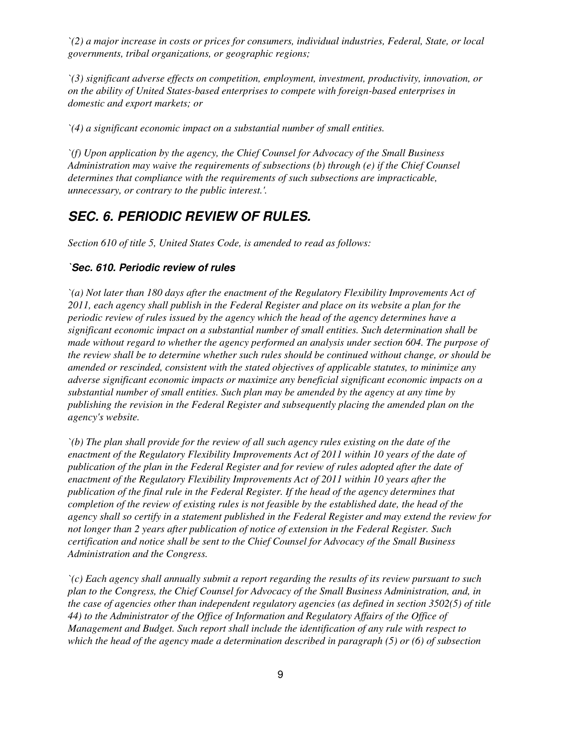*`(2) a major increase in costs or prices for consumers, individual industries, Federal, State, or local governments, tribal organizations, or geographic regions;*

*`(3) significant adverse effects on competition, employment, investment, productivity, innovation, or on the ability of United States-based enterprises to compete with foreign-based enterprises in domestic and export markets; or*

*`(4) a significant economic impact on a substantial number of small entities.*

*`(f) Upon application by the agency, the Chief Counsel for Advocacy of the Small Business Administration may waive the requirements of subsections (b) through (e) if the Chief Counsel determines that compliance with the requirements of such subsections are impracticable, unnecessary, or contrary to the public interest.'.*

## *SEC. 6. PERIODIC REVIEW OF RULES.*

*Section 610 of title 5, United States Code, is amended to read as follows:*

### *`Sec. 610. Periodic review of rules*

*`(a) Not later than 180 days after the enactment of the Regulatory Flexibility Improvements Act of 2011, each agency shall publish in the Federal Register and place on its website a plan for the periodic review of rules issued by the agency which the head of the agency determines have a significant economic impact on a substantial number of small entities. Such determination shall be made without regard to whether the agency performed an analysis under section 604. The purpose of the review shall be to determine whether such rules should be continued without change, or should be amended or rescinded, consistent with the stated objectives of applicable statutes, to minimize any adverse significant economic impacts or maximize any beneficial significant economic impacts on a substantial number of small entities. Such plan may be amended by the agency at any time by publishing the revision in the Federal Register and subsequently placing the amended plan on the agency's website.*

*`(b) The plan shall provide for the review of all such agency rules existing on the date of the enactment of the Regulatory Flexibility Improvements Act of 2011 within 10 years of the date of publication of the plan in the Federal Register and for review of rules adopted after the date of enactment of the Regulatory Flexibility Improvements Act of 2011 within 10 years after the publication of the final rule in the Federal Register. If the head of the agency determines that completion of the review of existing rules is not feasible by the established date, the head of the agency shall so certify in a statement published in the Federal Register and may extend the review for not longer than 2 years after publication of notice of extension in the Federal Register. Such certification and notice shall be sent to the Chief Counsel for Advocacy of the Small Business Administration and the Congress.*

*`(c) Each agency shall annually submit a report regarding the results of its review pursuant to such plan to the Congress, the Chief Counsel for Advocacy of the Small Business Administration, and, in the case of agencies other than independent regulatory agencies (as defined in section 3502(5) of title 44) to the Administrator of the Office of Information and Regulatory Affairs of the Office of Management and Budget. Such report shall include the identification of any rule with respect to which the head of the agency made a determination described in paragraph (5) or (6) of subsection*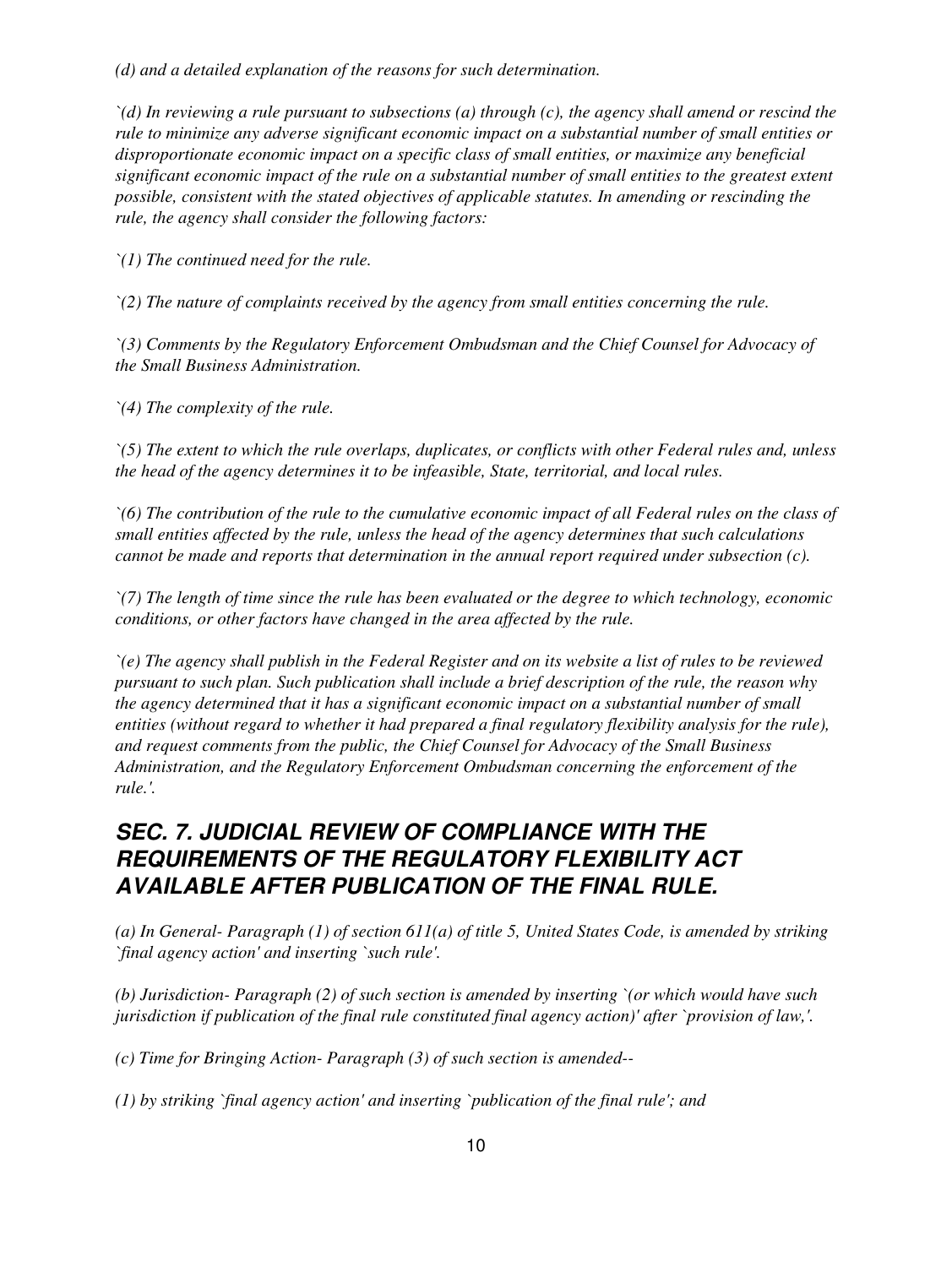*(d) and a detailed explanation of the reasons for such determination.*

*`(d) In reviewing a rule pursuant to subsections (a) through (c), the agency shall amend or rescind the rule to minimize any adverse significant economic impact on a substantial number of small entities or disproportionate economic impact on a specific class of small entities, or maximize any beneficial significant economic impact of the rule on a substantial number of small entities to the greatest extent possible, consistent with the stated objectives of applicable statutes. In amending or rescinding the rule, the agency shall consider the following factors:*

*`(1) The continued need for the rule.*

*`(2) The nature of complaints received by the agency from small entities concerning the rule.*

*`(3) Comments by the Regulatory Enforcement Ombudsman and the Chief Counsel for Advocacy of the Small Business Administration.*

*`(4) The complexity of the rule.*

*`(5) The extent to which the rule overlaps, duplicates, or conflicts with other Federal rules and, unless the head of the agency determines it to be infeasible, State, territorial, and local rules.*

*`(6) The contribution of the rule to the cumulative economic impact of all Federal rules on the class of small entities affected by the rule, unless the head of the agency determines that such calculations cannot be made and reports that determination in the annual report required under subsection (c).*

*`(7) The length of time since the rule has been evaluated or the degree to which technology, economic conditions, or other factors have changed in the area affected by the rule.*

*`(e) The agency shall publish in the Federal Register and on its website a list of rules to be reviewed pursuant to such plan. Such publication shall include a brief description of the rule, the reason why the agency determined that it has a significant economic impact on a substantial number of small entities (without regard to whether it had prepared a final regulatory flexibility analysis for the rule), and request comments from the public, the Chief Counsel for Advocacy of the Small Business Administration, and the Regulatory Enforcement Ombudsman concerning the enforcement of the rule.'.*

## *SEC. 7. JUDICIAL REVIEW OF COMPLIANCE WITH THE REQUIREMENTS OF THE REGULATORY FLEXIBILITY ACT AVAILABLE AFTER PUBLICATION OF THE FINAL RULE.*

*(a) In General- Paragraph (1) of section 611(a) of title 5, United States Code, is amended by striking `final agency action' and inserting `such rule'.*

*(b) Jurisdiction- Paragraph (2) of such section is amended by inserting `(or which would have such jurisdiction if publication of the final rule constituted final agency action)' after `provision of law,'.*

*(c) Time for Bringing Action- Paragraph (3) of such section is amended--*

*(1) by striking `final agency action' and inserting `publication of the final rule'; and*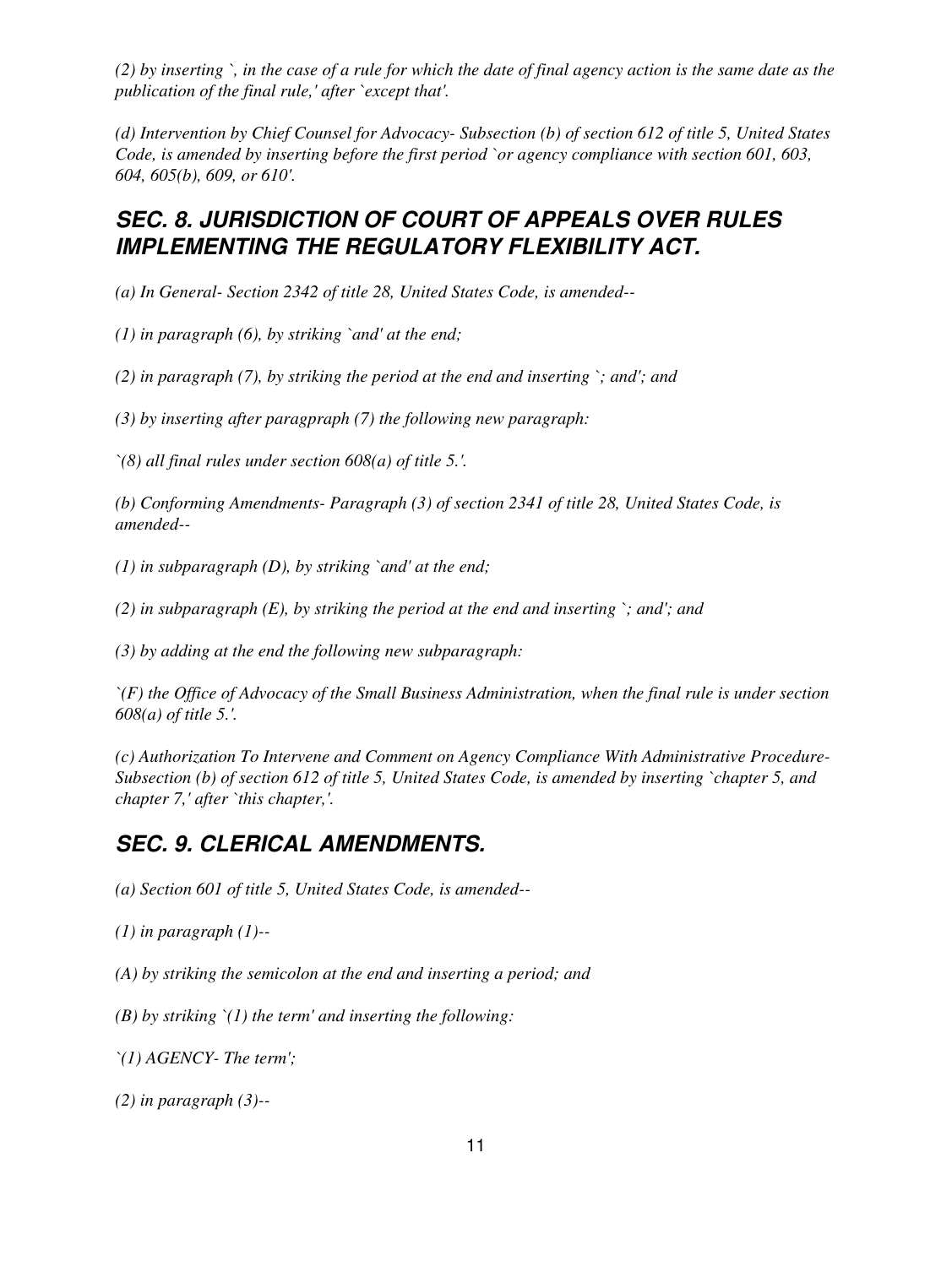*(2) by inserting `, in the case of a rule for which the date of final agency action is the same date as the publication of the final rule,' after `except that'.*

*(d) Intervention by Chief Counsel for Advocacy- Subsection (b) of section 612 of title 5, United States Code, is amended by inserting before the first period `or agency compliance with section 601, 603, 604, 605(b), 609, or 610'.*

## *SEC. 8. JURISDICTION OF COURT OF APPEALS OVER RULES IMPLEMENTING THE REGULATORY FLEXIBILITY ACT.*

*(a) In General- Section 2342 of title 28, United States Code, is amended--*

*(1) in paragraph (6), by striking `and' at the end;*

*(2) in paragraph (7), by striking the period at the end and inserting `; and'; and*

*(3) by inserting after paragpraph (7) the following new paragraph:*

*`(8) all final rules under section 608(a) of title 5.'.*

*(b) Conforming Amendments- Paragraph (3) of section 2341 of title 28, United States Code, is amended--*

*(1) in subparagraph (D), by striking `and' at the end;*

*(2) in subparagraph (E), by striking the period at the end and inserting `; and'; and*

*(3) by adding at the end the following new subparagraph:*

*`(F) the Office of Advocacy of the Small Business Administration, when the final rule is under section 608(a) of title 5.'.*

*(c) Authorization To Intervene and Comment on Agency Compliance With Administrative Procedure- Subsection (b) of section 612 of title 5, United States Code, is amended by inserting `chapter 5, and chapter 7,' after `this chapter,'.*

## *SEC. 9. CLERICAL AMENDMENTS.*

*(a) Section 601 of title 5, United States Code, is amended--*

*(1) in paragraph (1)--*

*(A) by striking the semicolon at the end and inserting a period; and*

*(B) by striking `(1) the term' and inserting the following:*

*`(1) AGENCY- The term';*

*(2) in paragraph (3)--*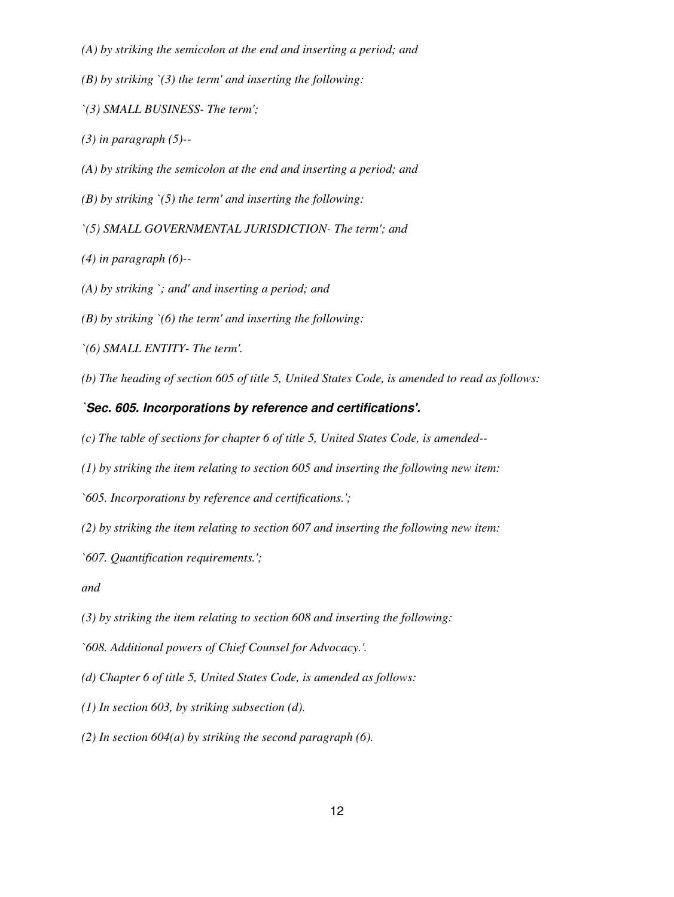*(A) by striking the semicolon at the end and inserting a period; and*

*(B) by striking `(3) the term' and inserting the following:*

*`(3) SMALL BUSINESS- The term';*

*(3) in paragraph (5)--*

*(A) by striking the semicolon at the end and inserting a period; and*

*(B) by striking `(5) the term' and inserting the following:*

*`(5) SMALL GOVERNMENTAL JURISDICTION- The term'; and*

*(4) in paragraph (6)--*

*(A) by striking `; and' and inserting a period; and*

*(B) by striking `(6) the term' and inserting the following:*

*`(6) SMALL ENTITY- The term'.*

*(b) The heading of section 605 of title 5, United States Code, is amended to read as follows:*

***`Sec. 605. Incorporations by reference and certifications'.***

*(c) The table of sections for chapter 6 of title 5, United States Code, is amended--*

*(1) by striking the item relating to section 605 and inserting the following new item:*

*`605. Incorporations by reference and certifications.';*

*(2) by striking the item relating to section 607 and inserting the following new item:*

*`607. Quantification requirements.';*

*and*

*(3) by striking the item relating to section 608 and inserting the following:*

*`608. Additional powers of Chief Counsel for Advocacy.'.*

*(d) Chapter 6 of title 5, United States Code, is amended as follows:*

*(1) In section 603, by striking subsection (d).*

*(2) In section 604(a) by striking the second paragraph (6).*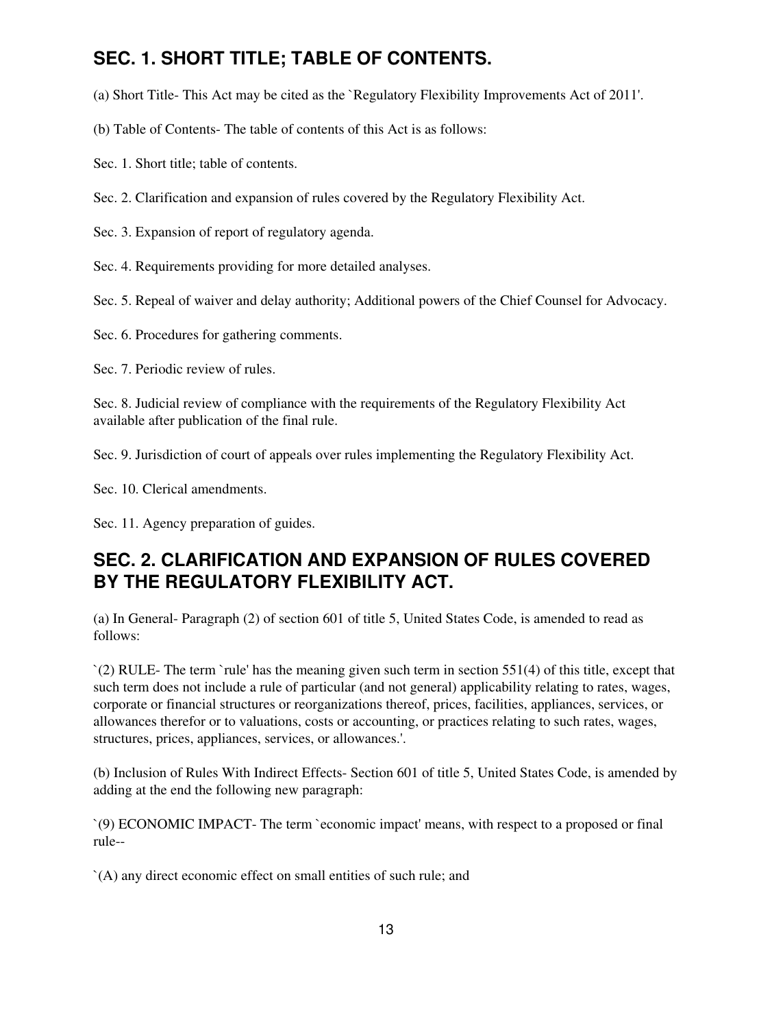## SEC. 1. SHORT TITLE; TABLE OF CONTENTS.

(a) Short Title- This Act may be cited as the `Regulatory Flexibility Improvements Act of 2011'.

(b) Table of Contents- The table of contents of this Act is as follows:

Sec. 1. Short title; table of contents.

Sec. 2. Clarification and expansion of rules covered by the Regulatory Flexibility Act.

Sec. 3. Expansion of report of regulatory agenda.

Sec. 4. Requirements providing for more detailed analyses.

Sec. 5. Repeal of waiver and delay authority; Additional powers of the Chief Counsel for Advocacy.

Sec. 6. Procedures for gathering comments.

Sec. 7. Periodic review of rules.

Sec. 8. Judicial review of compliance with the requirements of the Regulatory Flexibility Act available after publication of the final rule.

Sec. 9. Jurisdiction of court of appeals over rules implementing the Regulatory Flexibility Act.

Sec. 10. Clerical amendments.

Sec. 11. Agency preparation of guides.

## SEC. 2. CLARIFICATION AND EXPANSION OF RULES COVERED BY THE REGULATORY FLEXIBILITY ACT.

(a) In General- Paragraph (2) of section 601 of title 5, United States Code, is amended to read as follows:

`(2) RULE- The term `rule' has the meaning given such term in section 551(4) of this title, except that such term does not include a rule of particular (and not general) applicability relating to rates, wages, corporate or financial structures or reorganizations thereof, prices, facilities, appliances, services, or allowances therefor or to valuations, costs or accounting, or practices relating to such rates, wages, structures, prices, appliances, services, or allowances.'.

(b) Inclusion of Rules With Indirect Effects- Section 601 of title 5, United States Code, is amended by adding at the end the following new paragraph:

`(9) ECONOMIC IMPACT- The term `economic impact' means, with respect to a proposed or final rule--

`(A) any direct economic effect on small entities of such rule; and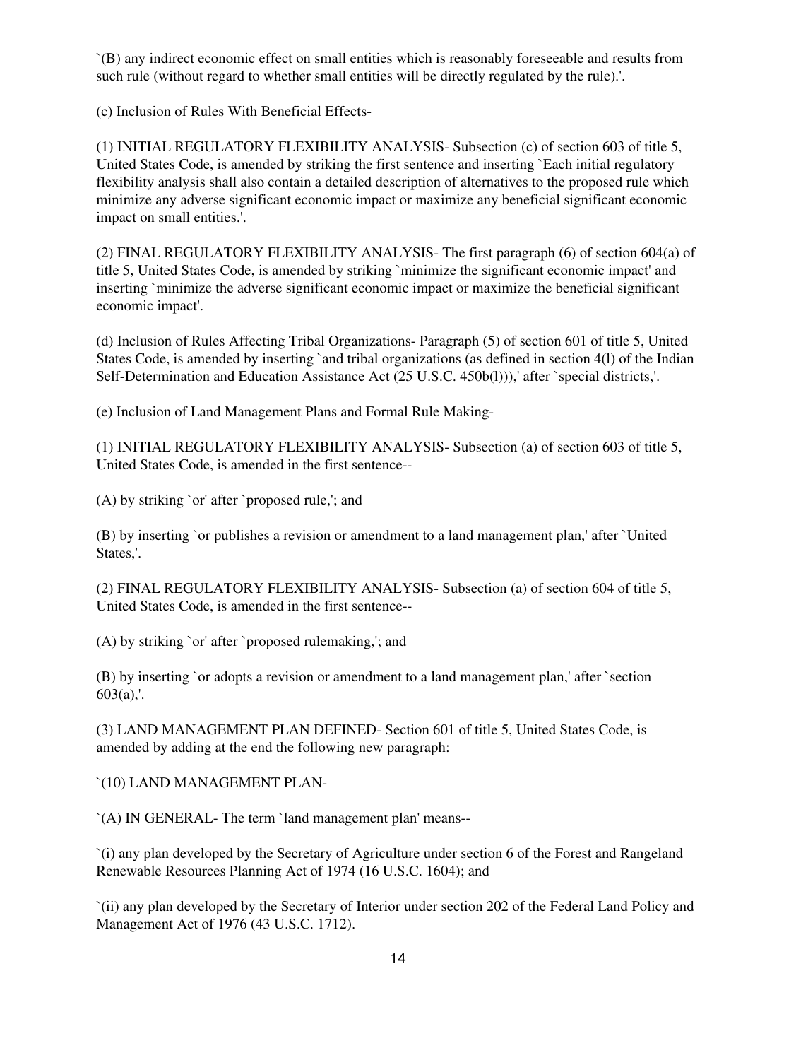`(B) any indirect economic effect on small entities which is reasonably foreseeable and results from such rule (without regard to whether small entities will be directly regulated by the rule).'.

(c) Inclusion of Rules With Beneficial Effects-

(1) INITIAL REGULATORY FLEXIBILITY ANALYSIS- Subsection (c) of section 603 of title 5, United States Code, is amended by striking the first sentence and inserting `Each initial regulatory flexibility analysis shall also contain a detailed description of alternatives to the proposed rule which minimize any adverse significant economic impact or maximize any beneficial significant economic impact on small entities.'.

(2) FINAL REGULATORY FLEXIBILITY ANALYSIS- The first paragraph (6) of section 604(a) of title 5, United States Code, is amended by striking `minimize the significant economic impact' and inserting `minimize the adverse significant economic impact or maximize the beneficial significant economic impact'.

(d) Inclusion of Rules Affecting Tribal Organizations- Paragraph (5) of section 601 of title 5, United States Code, is amended by inserting `and tribal organizations (as defined in section 4(l) of the Indian Self-Determination and Education Assistance Act (25 U.S.C. 450b(l))),' after `special districts,'.

(e) Inclusion of Land Management Plans and Formal Rule Making-

(1) INITIAL REGULATORY FLEXIBILITY ANALYSIS- Subsection (a) of section 603 of title 5, United States Code, is amended in the first sentence--

(A) by striking `or' after `proposed rule,'; and

(B) by inserting `or publishes a revision or amendment to a land management plan,' after `United States,'.

(2) FINAL REGULATORY FLEXIBILITY ANALYSIS- Subsection (a) of section 604 of title 5, United States Code, is amended in the first sentence--

(A) by striking `or' after `proposed rulemaking,'; and

(B) by inserting `or adopts a revision or amendment to a land management plan,' after `section 603(a),'.

(3) LAND MANAGEMENT PLAN DEFINED- Section 601 of title 5, United States Code, is amended by adding at the end the following new paragraph:

`(10) LAND MANAGEMENT PLAN-

`(A) IN GENERAL- The term `land management plan' means--

`(i) any plan developed by the Secretary of Agriculture under section 6 of the Forest and Rangeland Renewable Resources Planning Act of 1974 (16 U.S.C. 1604); and

`(ii) any plan developed by the Secretary of Interior under section 202 of the Federal Land Policy and Management Act of 1976 (43 U.S.C. 1712).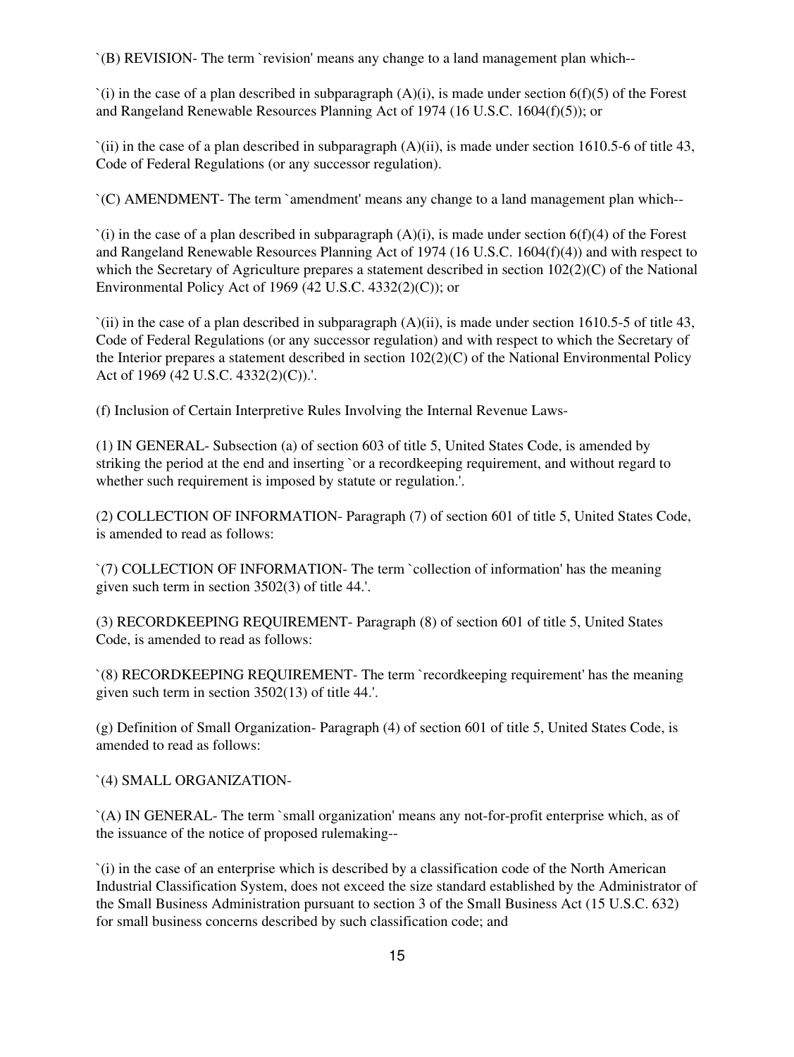`(B) REVISION- The term `revision' means any change to a land management plan which--

`(i) in the case of a plan described in subparagraph (A)(i), is made under section 6(f)(5) of the Forest and Rangeland Renewable Resources Planning Act of 1974 (16 U.S.C. 1604(f)(5)); or

`(ii) in the case of a plan described in subparagraph (A)(ii), is made under section 1610.5-6 of title 43, Code of Federal Regulations (or any successor regulation).

`(C) AMENDMENT- The term `amendment' means any change to a land management plan which--

`(i) in the case of a plan described in subparagraph (A)(i), is made under section 6(f)(4) of the Forest and Rangeland Renewable Resources Planning Act of 1974 (16 U.S.C. 1604(f)(4)) and with respect to which the Secretary of Agriculture prepares a statement described in section 102(2)(C) of the National Environmental Policy Act of 1969 (42 U.S.C. 4332(2)(C)); or

`(ii) in the case of a plan described in subparagraph (A)(ii), is made under section 1610.5-5 of title 43, Code of Federal Regulations (or any successor regulation) and with respect to which the Secretary of the Interior prepares a statement described in section 102(2)(C) of the National Environmental Policy Act of 1969 (42 U.S.C. 4332(2)(C)).'.

(f) Inclusion of Certain Interpretive Rules Involving the Internal Revenue Laws-

(1) IN GENERAL- Subsection (a) of section 603 of title 5, United States Code, is amended by striking the period at the end and inserting `or a recordkeeping requirement, and without regard to whether such requirement is imposed by statute or regulation.'.

(2) COLLECTION OF INFORMATION- Paragraph (7) of section 601 of title 5, United States Code, is amended to read as follows:

`(7) COLLECTION OF INFORMATION- The term `collection of information' has the meaning given such term in section 3502(3) of title 44.'.

(3) RECORDKEEPING REQUIREMENT- Paragraph (8) of section 601 of title 5, United States Code, is amended to read as follows:

`(8) RECORDKEEPING REQUIREMENT- The term `recordkeeping requirement' has the meaning given such term in section 3502(13) of title 44.'.

(g) Definition of Small Organization- Paragraph (4) of section 601 of title 5, United States Code, is amended to read as follows:

`(4) SMALL ORGANIZATION-

`(A) IN GENERAL- The term `small organization' means any not-for-profit enterprise which, as of the issuance of the notice of proposed rulemaking--

`(i) in the case of an enterprise which is described by a classification code of the North American Industrial Classification System, does not exceed the size standard established by the Administrator of the Small Business Administration pursuant to section 3 of the Small Business Act (15 U.S.C. 632) for small business concerns described by such classification code; and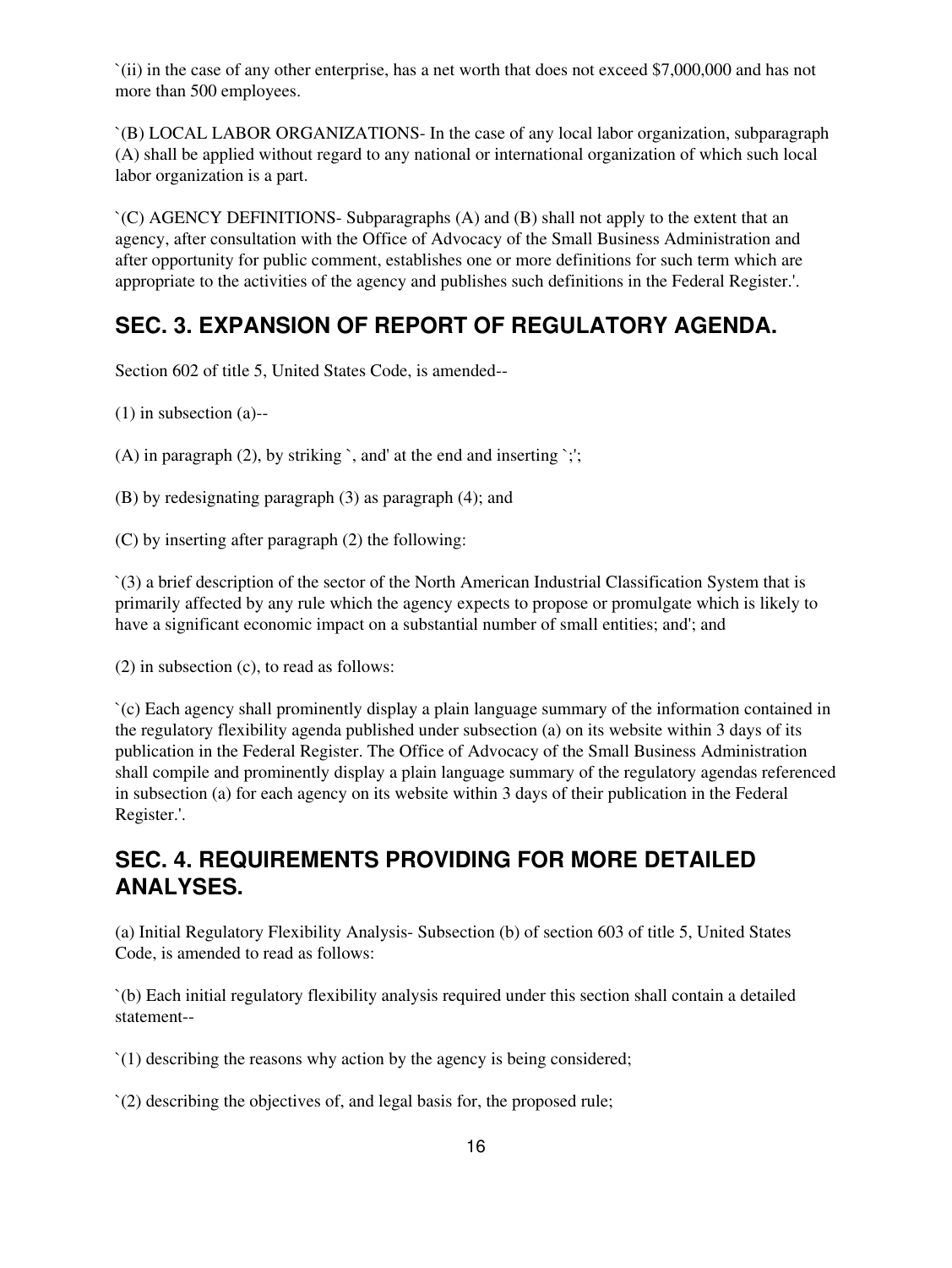`(ii) in the case of any other enterprise, has a net worth that does not exceed $7,000,000 and has not more than 500 employees.

`(B) LOCAL LABOR ORGANIZATIONS- In the case of any local labor organization, subparagraph (A) shall be applied without regard to any national or international organization of which such local labor organization is a part.

`(C) AGENCY DEFINITIONS- Subparagraphs (A) and (B) shall not apply to the extent that an agency, after consultation with the Office of Advocacy of the Small Business Administration and after opportunity for public comment, establishes one or more definitions for such term which are appropriate to the activities of the agency and publishes such definitions in the Federal Register.'.

## SEC. 3. EXPANSION OF REPORT OF REGULATORY AGENDA.

Section 602 of title 5, United States Code, is amended--

(1) in subsection (a)--

(A) in paragraph (2), by striking `, and' at the end and inserting `;';

(B) by redesignating paragraph (3) as paragraph (4); and

(C) by inserting after paragraph (2) the following:

`(3) a brief description of the sector of the North American Industrial Classification System that is primarily affected by any rule which the agency expects to propose or promulgate which is likely to have a significant economic impact on a substantial number of small entities; and'; and

(2) in subsection (c), to read as follows:

`(c) Each agency shall prominently display a plain language summary of the information contained in the regulatory flexibility agenda published under subsection (a) on its website within 3 days of its publication in the Federal Register. The Office of Advocacy of the Small Business Administration shall compile and prominently display a plain language summary of the regulatory agendas referenced in subsection (a) for each agency on its website within 3 days of their publication in the Federal Register.'.

## SEC. 4. REQUIREMENTS PROVIDING FOR MORE DETAILED ANALYSES.

(a) Initial Regulatory Flexibility Analysis- Subsection (b) of section 603 of title 5, United States Code, is amended to read as follows:

`(b) Each initial regulatory flexibility analysis required under this section shall contain a detailed statement--

`(1) describing the reasons why action by the agency is being considered;

`(2) describing the objectives of, and legal basis for, the proposed rule;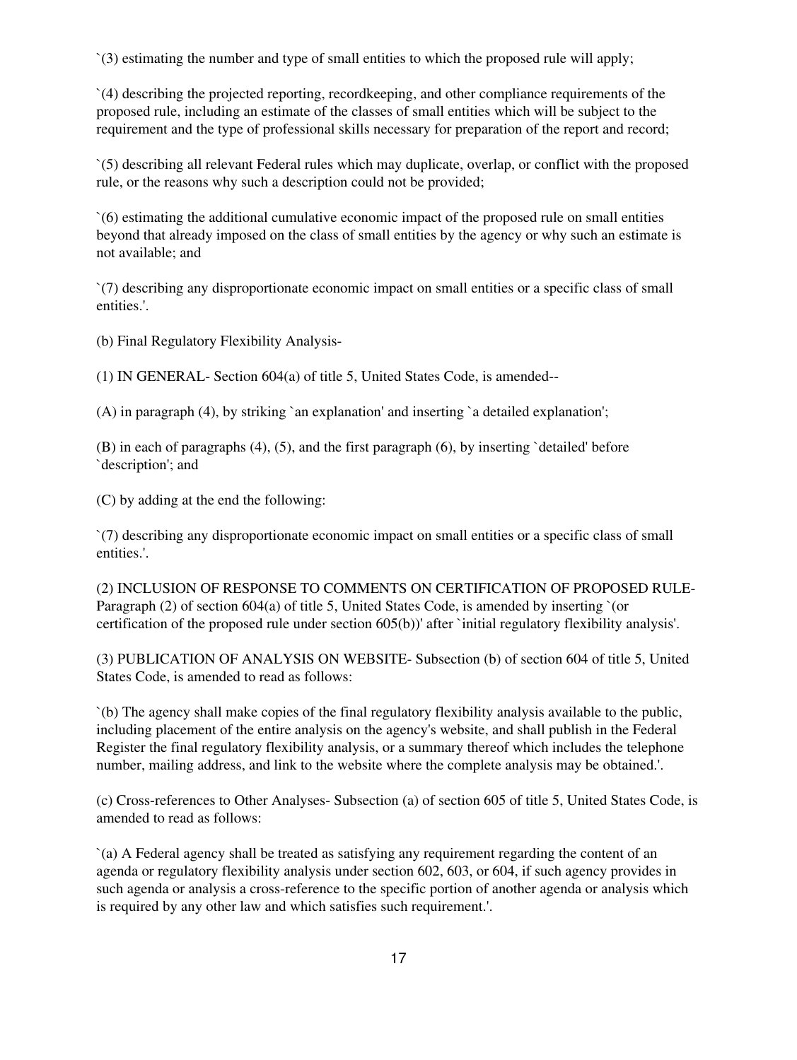`(3) estimating the number and type of small entities to which the proposed rule will apply;

`(4) describing the projected reporting, recordkeeping, and other compliance requirements of the proposed rule, including an estimate of the classes of small entities which will be subject to the requirement and the type of professional skills necessary for preparation of the report and record;

`(5) describing all relevant Federal rules which may duplicate, overlap, or conflict with the proposed rule, or the reasons why such a description could not be provided;

`(6) estimating the additional cumulative economic impact of the proposed rule on small entities beyond that already imposed on the class of small entities by the agency or why such an estimate is not available; and

`(7) describing any disproportionate economic impact on small entities or a specific class of small entities.'.

(b) Final Regulatory Flexibility Analysis-

(1) IN GENERAL- Section 604(a) of title 5, United States Code, is amended--

(A) in paragraph (4), by striking `an explanation' and inserting `a detailed explanation';

(B) in each of paragraphs (4), (5), and the first paragraph (6), by inserting `detailed' before `description'; and

(C) by adding at the end the following:

`(7) describing any disproportionate economic impact on small entities or a specific class of small entities.'.

(2) INCLUSION OF RESPONSE TO COMMENTS ON CERTIFICATION OF PROPOSED RULE- Paragraph (2) of section 604(a) of title 5, United States Code, is amended by inserting `(or certification of the proposed rule under section 605(b))' after `initial regulatory flexibility analysis'.

(3) PUBLICATION OF ANALYSIS ON WEBSITE- Subsection (b) of section 604 of title 5, United States Code, is amended to read as follows:

`(b) The agency shall make copies of the final regulatory flexibility analysis available to the public, including placement of the entire analysis on the agency's website, and shall publish in the Federal Register the final regulatory flexibility analysis, or a summary thereof which includes the telephone number, mailing address, and link to the website where the complete analysis may be obtained.'.

(c) Cross-references to Other Analyses- Subsection (a) of section 605 of title 5, United States Code, is amended to read as follows:

`(a) A Federal agency shall be treated as satisfying any requirement regarding the content of an agenda or regulatory flexibility analysis under section 602, 603, or 604, if such agency provides in such agenda or analysis a cross-reference to the specific portion of another agenda or analysis which is required by any other law and which satisfies such requirement.'.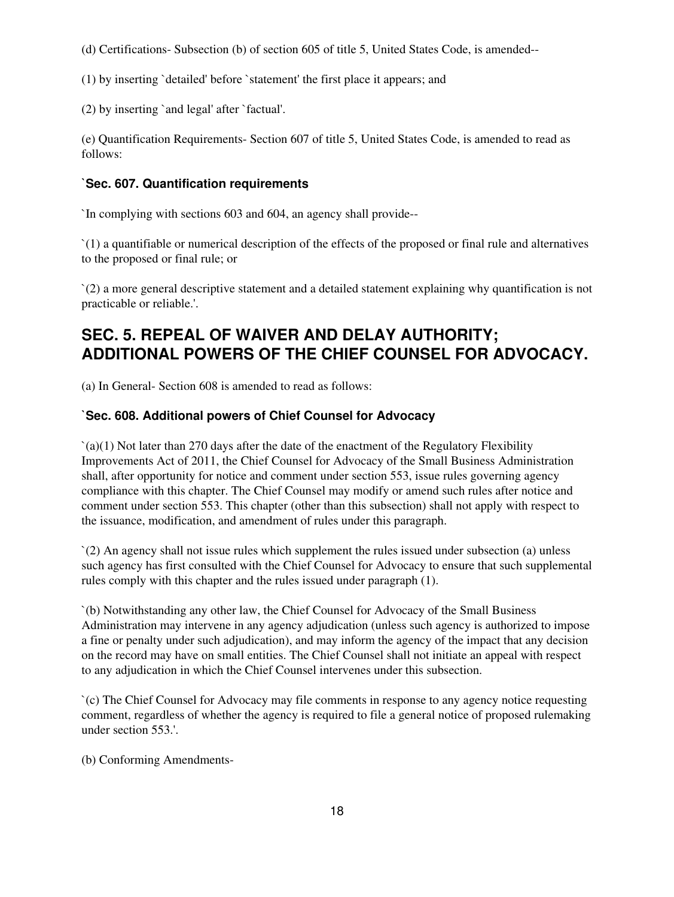(d) Certifications- Subsection (b) of section 605 of title 5, United States Code, is amended--

(1) by inserting `detailed' before `statement' the first place it appears; and

(2) by inserting `and legal' after `factual'.

(e) Quantification Requirements- Section 607 of title 5, United States Code, is amended to read as follows:

### `Sec. 607. Quantification requirements

`In complying with sections 603 and 604, an agency shall provide--

`(1) a quantifiable or numerical description of the effects of the proposed or final rule and alternatives to the proposed or final rule; or

`(2) a more general descriptive statement and a detailed statement explaining why quantification is not practicable or reliable.'.

## SEC. 5. REPEAL OF WAIVER AND DELAY AUTHORITY; ADDITIONAL POWERS OF THE CHIEF COUNSEL FOR ADVOCACY.

(a) In General- Section 608 is amended to read as follows:

### `Sec. 608. Additional powers of Chief Counsel for Advocacy

`(a)(1) Not later than 270 days after the date of the enactment of the Regulatory Flexibility Improvements Act of 2011, the Chief Counsel for Advocacy of the Small Business Administration shall, after opportunity for notice and comment under section 553, issue rules governing agency compliance with this chapter. The Chief Counsel may modify or amend such rules after notice and comment under section 553. This chapter (other than this subsection) shall not apply with respect to the issuance, modification, and amendment of rules under this paragraph.

`(2) An agency shall not issue rules which supplement the rules issued under subsection (a) unless such agency has first consulted with the Chief Counsel for Advocacy to ensure that such supplemental rules comply with this chapter and the rules issued under paragraph (1).

`(b) Notwithstanding any other law, the Chief Counsel for Advocacy of the Small Business Administration may intervene in any agency adjudication (unless such agency is authorized to impose a fine or penalty under such adjudication), and may inform the agency of the impact that any decision on the record may have on small entities. The Chief Counsel shall not initiate an appeal with respect to any adjudication in which the Chief Counsel intervenes under this subsection.

`(c) The Chief Counsel for Advocacy may file comments in response to any agency notice requesting comment, regardless of whether the agency is required to file a general notice of proposed rulemaking under section 553.'.

(b) Conforming Amendments-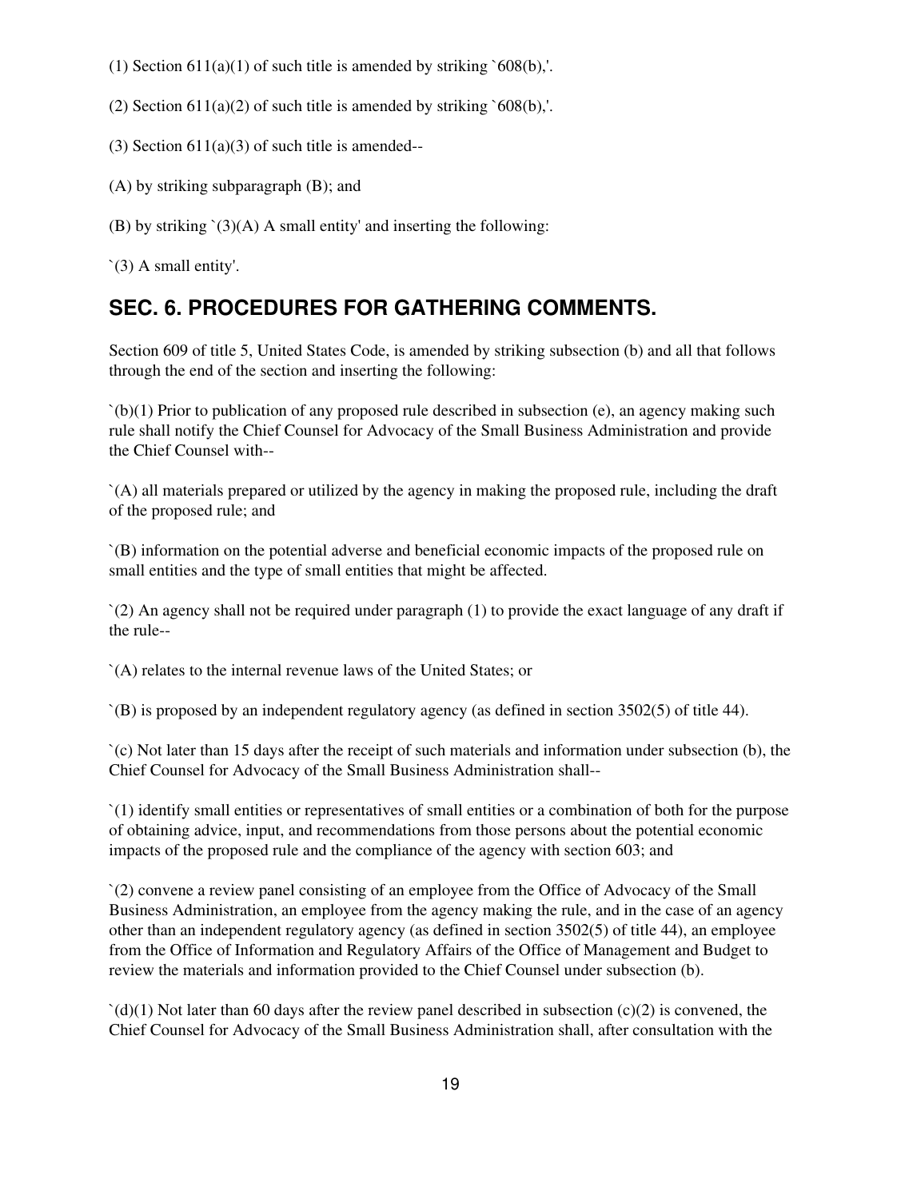(1) Section 611(a)(1) of such title is amended by striking `608(b),'.

(2) Section 611(a)(2) of such title is amended by striking `608(b),'.

(3) Section 611(a)(3) of such title is amended--

(A) by striking subparagraph (B); and

(B) by striking `(3)(A) A small entity' and inserting the following:

`(3) A small entity'.

## SEC. 6. PROCEDURES FOR GATHERING COMMENTS.

Section 609 of title 5, United States Code, is amended by striking subsection (b) and all that follows through the end of the section and inserting the following:

`(b)(1) Prior to publication of any proposed rule described in subsection (e), an agency making such rule shall notify the Chief Counsel for Advocacy of the Small Business Administration and provide the Chief Counsel with--

`(A) all materials prepared or utilized by the agency in making the proposed rule, including the draft of the proposed rule; and

`(B) information on the potential adverse and beneficial economic impacts of the proposed rule on small entities and the type of small entities that might be affected.

`(2) An agency shall not be required under paragraph (1) to provide the exact language of any draft if the rule--

`(A) relates to the internal revenue laws of the United States; or

`(B) is proposed by an independent regulatory agency (as defined in section 3502(5) of title 44).

`(c) Not later than 15 days after the receipt of such materials and information under subsection (b), the Chief Counsel for Advocacy of the Small Business Administration shall--

`(1) identify small entities or representatives of small entities or a combination of both for the purpose of obtaining advice, input, and recommendations from those persons about the potential economic impacts of the proposed rule and the compliance of the agency with section 603; and

`(2) convene a review panel consisting of an employee from the Office of Advocacy of the Small Business Administration, an employee from the agency making the rule, and in the case of an agency other than an independent regulatory agency (as defined in section 3502(5) of title 44), an employee from the Office of Information and Regulatory Affairs of the Office of Management and Budget to review the materials and information provided to the Chief Counsel under subsection (b).

`(d)(1) Not later than 60 days after the review panel described in subsection (c)(2) is convened, the Chief Counsel for Advocacy of the Small Business Administration shall, after consultation with the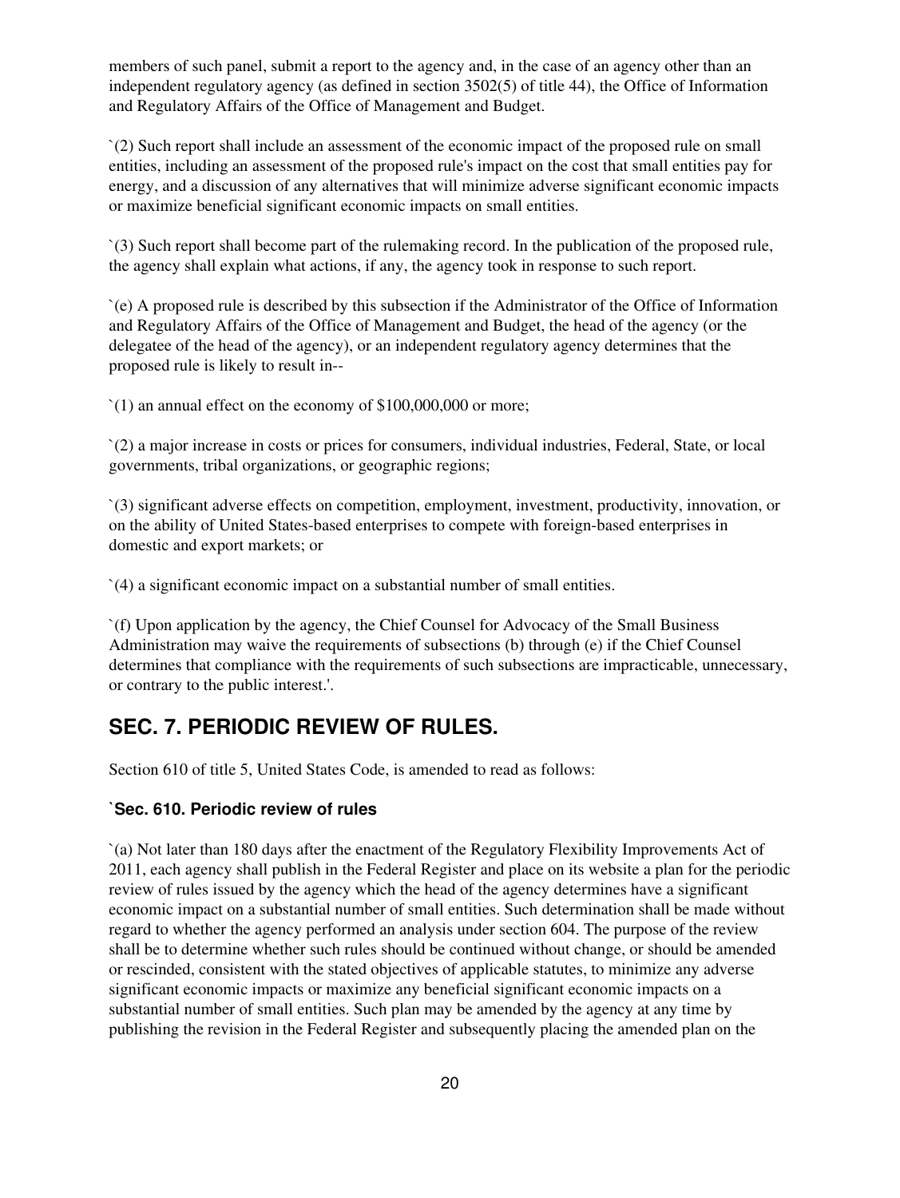members of such panel, submit a report to the agency and, in the case of an agency other than an independent regulatory agency (as defined in section 3502(5) of title 44), the Office of Information and Regulatory Affairs of the Office of Management and Budget.

`(2) Such report shall include an assessment of the economic impact of the proposed rule on small entities, including an assessment of the proposed rule's impact on the cost that small entities pay for energy, and a discussion of any alternatives that will minimize adverse significant economic impacts or maximize beneficial significant economic impacts on small entities.

`(3) Such report shall become part of the rulemaking record. In the publication of the proposed rule, the agency shall explain what actions, if any, the agency took in response to such report.

`(e) A proposed rule is described by this subsection if the Administrator of the Office of Information and Regulatory Affairs of the Office of Management and Budget, the head of the agency (or the delegatee of the head of the agency), or an independent regulatory agency determines that the proposed rule is likely to result in--

`(1) an annual effect on the economy of $100,000,000 or more;

`(2) a major increase in costs or prices for consumers, individual industries, Federal, State, or local governments, tribal organizations, or geographic regions;

`(3) significant adverse effects on competition, employment, investment, productivity, innovation, or on the ability of United States-based enterprises to compete with foreign-based enterprises in domestic and export markets; or

`(4) a significant economic impact on a substantial number of small entities.

`(f) Upon application by the agency, the Chief Counsel for Advocacy of the Small Business Administration may waive the requirements of subsections (b) through (e) if the Chief Counsel determines that compliance with the requirements of such subsections are impracticable, unnecessary, or contrary to the public interest.'.

## SEC. 7. PERIODIC REVIEW OF RULES.

Section 610 of title 5, United States Code, is amended to read as follows:

### `Sec. 610. Periodic review of rules

`(a) Not later than 180 days after the enactment of the Regulatory Flexibility Improvements Act of 2011, each agency shall publish in the Federal Register and place on its website a plan for the periodic review of rules issued by the agency which the head of the agency determines have a significant economic impact on a substantial number of small entities. Such determination shall be made without regard to whether the agency performed an analysis under section 604. The purpose of the review shall be to determine whether such rules should be continued without change, or should be amended or rescinded, consistent with the stated objectives of applicable statutes, to minimize any adverse significant economic impacts or maximize any beneficial significant economic impacts on a substantial number of small entities. Such plan may be amended by the agency at any time by publishing the revision in the Federal Register and subsequently placing the amended plan on the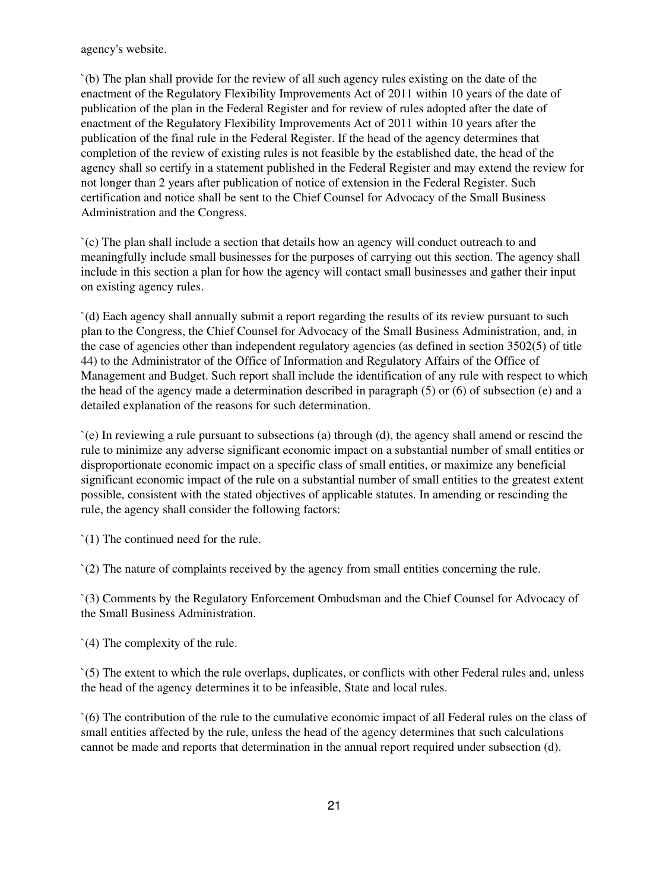agency's website.

`(b) The plan shall provide for the review of all such agency rules existing on the date of the enactment of the Regulatory Flexibility Improvements Act of 2011 within 10 years of the date of publication of the plan in the Federal Register and for review of rules adopted after the date of enactment of the Regulatory Flexibility Improvements Act of 2011 within 10 years after the publication of the final rule in the Federal Register. If the head of the agency determines that completion of the review of existing rules is not feasible by the established date, the head of the agency shall so certify in a statement published in the Federal Register and may extend the review for not longer than 2 years after publication of notice of extension in the Federal Register. Such certification and notice shall be sent to the Chief Counsel for Advocacy of the Small Business Administration and the Congress.

`(c) The plan shall include a section that details how an agency will conduct outreach to and meaningfully include small businesses for the purposes of carrying out this section. The agency shall include in this section a plan for how the agency will contact small businesses and gather their input on existing agency rules.

`(d) Each agency shall annually submit a report regarding the results of its review pursuant to such plan to the Congress, the Chief Counsel for Advocacy of the Small Business Administration, and, in the case of agencies other than independent regulatory agencies (as defined in section 3502(5) of title 44) to the Administrator of the Office of Information and Regulatory Affairs of the Office of Management and Budget. Such report shall include the identification of any rule with respect to which the head of the agency made a determination described in paragraph (5) or (6) of subsection (e) and a detailed explanation of the reasons for such determination.

`(e) In reviewing a rule pursuant to subsections (a) through (d), the agency shall amend or rescind the rule to minimize any adverse significant economic impact on a substantial number of small entities or disproportionate economic impact on a specific class of small entities, or maximize any beneficial significant economic impact of the rule on a substantial number of small entities to the greatest extent possible, consistent with the stated objectives of applicable statutes. In amending or rescinding the rule, the agency shall consider the following factors:

`(1) The continued need for the rule.

`(2) The nature of complaints received by the agency from small entities concerning the rule.

`(3) Comments by the Regulatory Enforcement Ombudsman and the Chief Counsel for Advocacy of the Small Business Administration.

`(4) The complexity of the rule.

`(5) The extent to which the rule overlaps, duplicates, or conflicts with other Federal rules and, unless the head of the agency determines it to be infeasible, State and local rules.

`(6) The contribution of the rule to the cumulative economic impact of all Federal rules on the class of small entities affected by the rule, unless the head of the agency determines that such calculations cannot be made and reports that determination in the annual report required under subsection (d).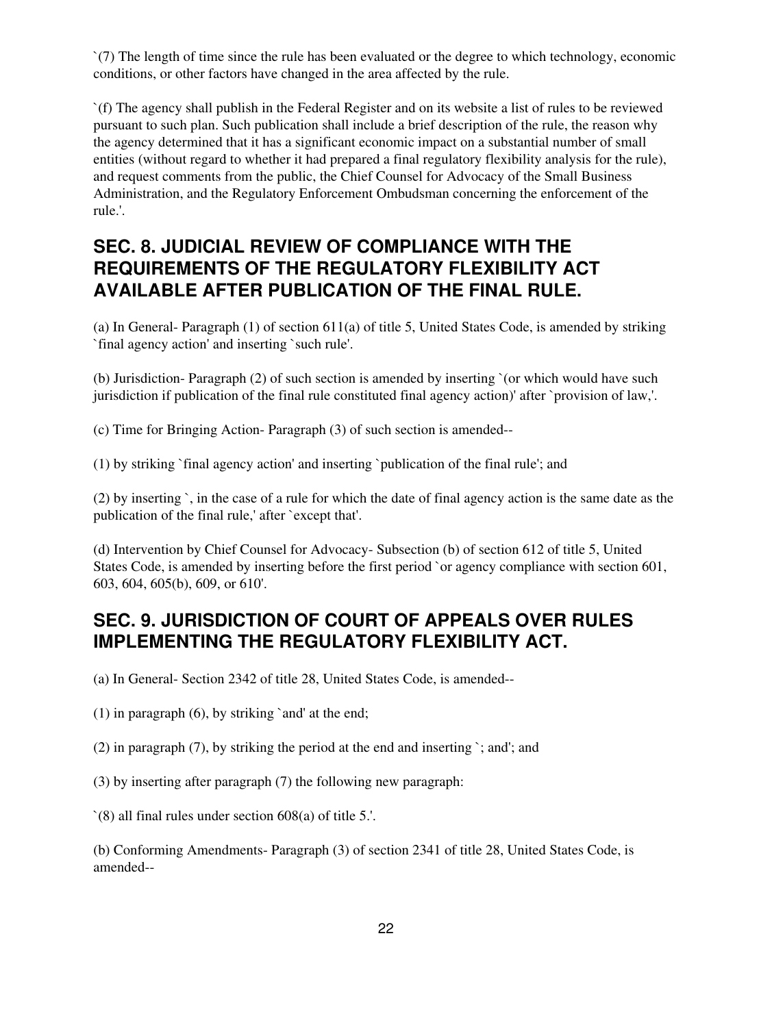`(7) The length of time since the rule has been evaluated or the degree to which technology, economic conditions, or other factors have changed in the area affected by the rule.

`(f) The agency shall publish in the Federal Register and on its website a list of rules to be reviewed pursuant to such plan. Such publication shall include a brief description of the rule, the reason why the agency determined that it has a significant economic impact on a substantial number of small entities (without regard to whether it had prepared a final regulatory flexibility analysis for the rule), and request comments from the public, the Chief Counsel for Advocacy of the Small Business Administration, and the Regulatory Enforcement Ombudsman concerning the enforcement of the rule.'.

## SEC. 8. JUDICIAL REVIEW OF COMPLIANCE WITH THE REQUIREMENTS OF THE REGULATORY FLEXIBILITY ACT AVAILABLE AFTER PUBLICATION OF THE FINAL RULE.

(a) In General- Paragraph (1) of section 611(a) of title 5, United States Code, is amended by striking `final agency action' and inserting `such rule'.

(b) Jurisdiction- Paragraph (2) of such section is amended by inserting `(or which would have such jurisdiction if publication of the final rule constituted final agency action)' after `provision of law,'.

(c) Time for Bringing Action- Paragraph (3) of such section is amended--

(1) by striking `final agency action' and inserting `publication of the final rule'; and

(2) by inserting `, in the case of a rule for which the date of final agency action is the same date as the publication of the final rule,' after `except that'.

(d) Intervention by Chief Counsel for Advocacy- Subsection (b) of section 612 of title 5, United States Code, is amended by inserting before the first period `or agency compliance with section 601, 603, 604, 605(b), 609, or 610'.

## SEC. 9. JURISDICTION OF COURT OF APPEALS OVER RULES IMPLEMENTING THE REGULATORY FLEXIBILITY ACT.

(a) In General- Section 2342 of title 28, United States Code, is amended--

(1) in paragraph (6), by striking `and' at the end;

(2) in paragraph (7), by striking the period at the end and inserting `; and'; and

(3) by inserting after paragraph (7) the following new paragraph:

`(8) all final rules under section 608(a) of title 5.'.

(b) Conforming Amendments- Paragraph (3) of section 2341 of title 28, United States Code, is amended--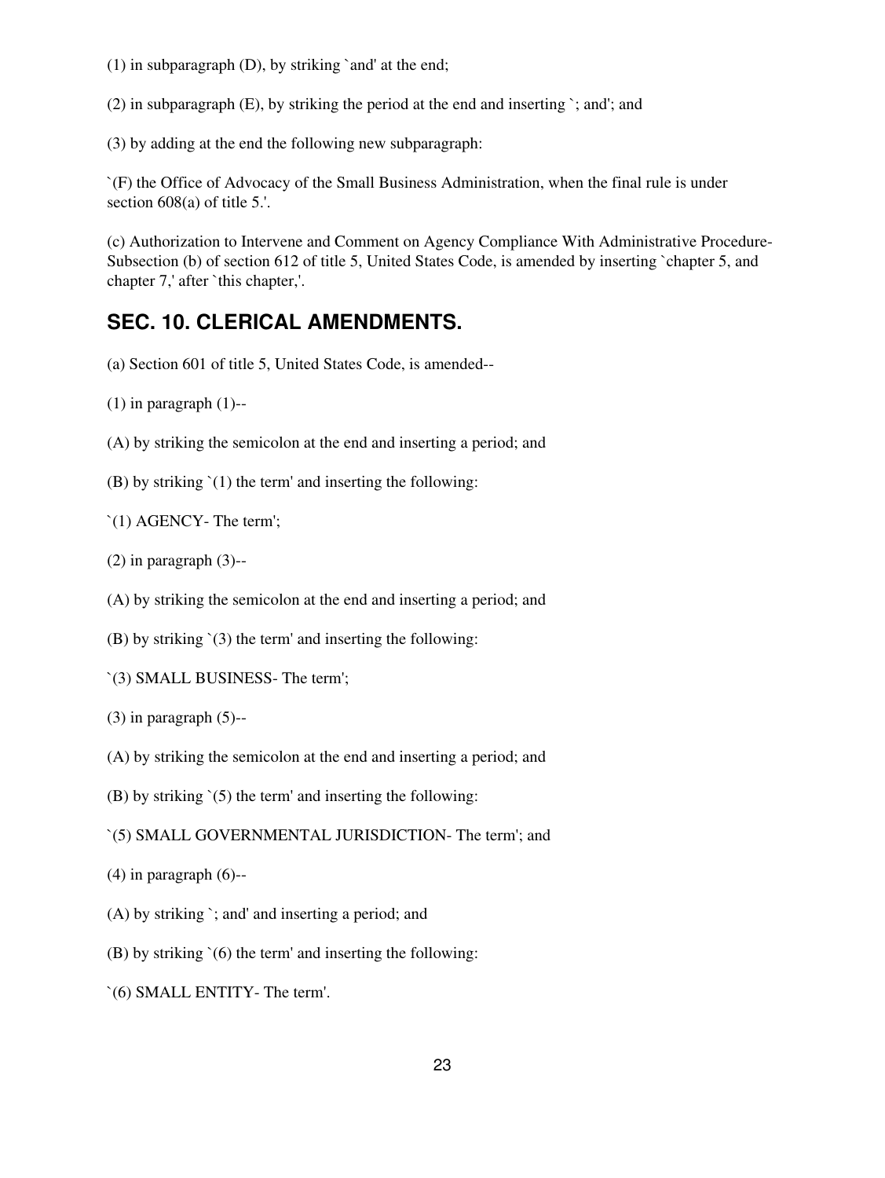(1) in subparagraph (D), by striking `and' at the end;

(2) in subparagraph (E), by striking the period at the end and inserting `; and'; and

(3) by adding at the end the following new subparagraph:

`(F) the Office of Advocacy of the Small Business Administration, when the final rule is under section 608(a) of title 5.'.

(c) Authorization to Intervene and Comment on Agency Compliance With Administrative Procedure- Subsection (b) of section 612 of title 5, United States Code, is amended by inserting `chapter 5, and chapter 7,' after `this chapter,'.

## SEC. 10. CLERICAL AMENDMENTS.

(a) Section 601 of title 5, United States Code, is amended--

(1) in paragraph (1)--

(A) by striking the semicolon at the end and inserting a period; and

(B) by striking `(1) the term' and inserting the following:

`(1) AGENCY- The term';

(2) in paragraph (3)--

(A) by striking the semicolon at the end and inserting a period; and

(B) by striking `(3) the term' and inserting the following:

`(3) SMALL BUSINESS- The term';

(3) in paragraph (5)--

(A) by striking the semicolon at the end and inserting a period; and

(B) by striking `(5) the term' and inserting the following:

`(5) SMALL GOVERNMENTAL JURISDICTION- The term'; and

(4) in paragraph (6)--

(A) by striking `; and' and inserting a period; and

(B) by striking `(6) the term' and inserting the following:

`(6) SMALL ENTITY- The term'.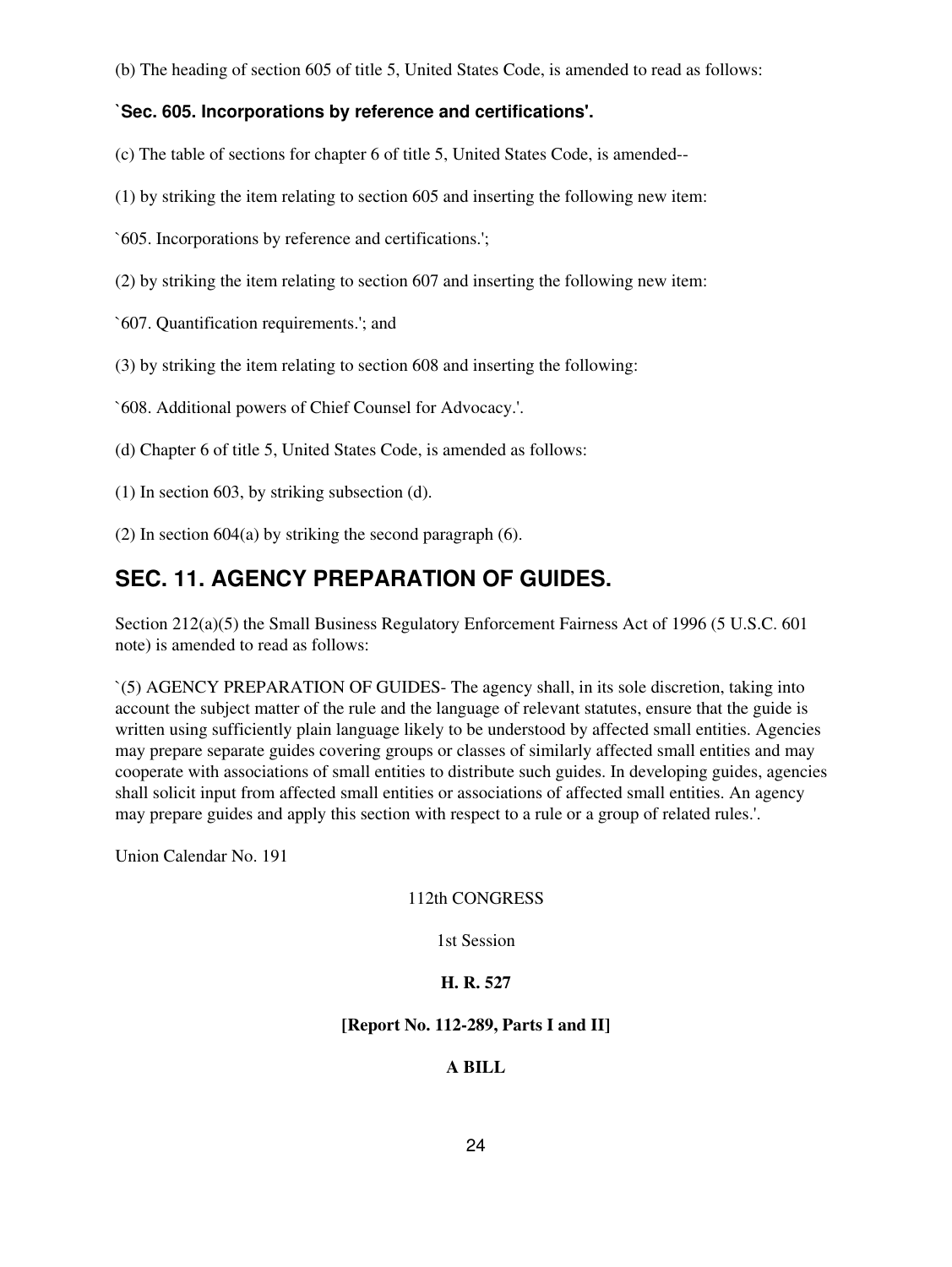(b) The heading of section 605 of title 5, United States Code, is amended to read as follows:

**`Sec. 605. Incorporations by reference and certifications'.**

(c) The table of sections for chapter 6 of title 5, United States Code, is amended--

(1) by striking the item relating to section 605 and inserting the following new item:

`605. Incorporations by reference and certifications.';

(2) by striking the item relating to section 607 and inserting the following new item:

`607. Quantification requirements.'; and

(3) by striking the item relating to section 608 and inserting the following:

`608. Additional powers of Chief Counsel for Advocacy.'.

(d) Chapter 6 of title 5, United States Code, is amended as follows:

(1) In section 603, by striking subsection (d).

(2) In section 604(a) by striking the second paragraph (6).

## SEC. 11. AGENCY PREPARATION OF GUIDES.

Section 212(a)(5) the Small Business Regulatory Enforcement Fairness Act of 1996 (5 U.S.C. 601 note) is amended to read as follows:

`(5) AGENCY PREPARATION OF GUIDES- The agency shall, in its sole discretion, taking into account the subject matter of the rule and the language of relevant statutes, ensure that the guide is written using sufficiently plain language likely to be understood by affected small entities. Agencies may prepare separate guides covering groups or classes of similarly affected small entities and may cooperate with associations of small entities to distribute such guides. In developing guides, agencies shall solicit input from affected small entities or associations of affected small entities. An agency may prepare guides and apply this section with respect to a rule or a group of related rules.'.

Union Calendar No. 191

112th CONGRESS

1st Session

**H. R. 527**

**[Report No. 112-289, Parts I and II]**

**A BILL**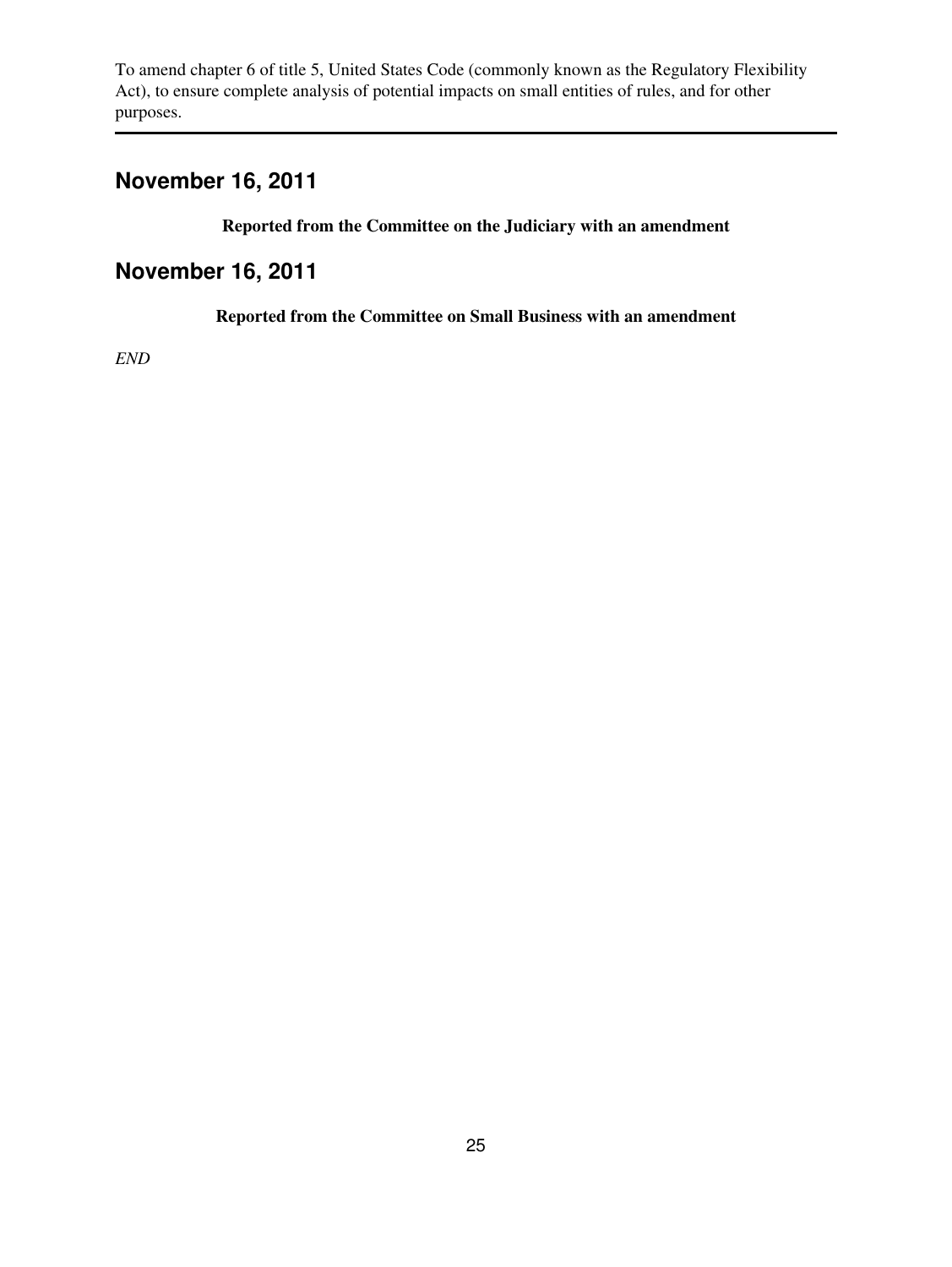To amend chapter 6 of title 5, United States Code (commonly known as the Regulatory Flexibility Act), to ensure complete analysis of potential impacts on small entities of rules, and for other purposes.

---

## November 16, 2011

**Reported from the Committee on the Judiciary with an amendment**

## November 16, 2011

**Reported from the Committee on Small Business with an amendment**

*END*